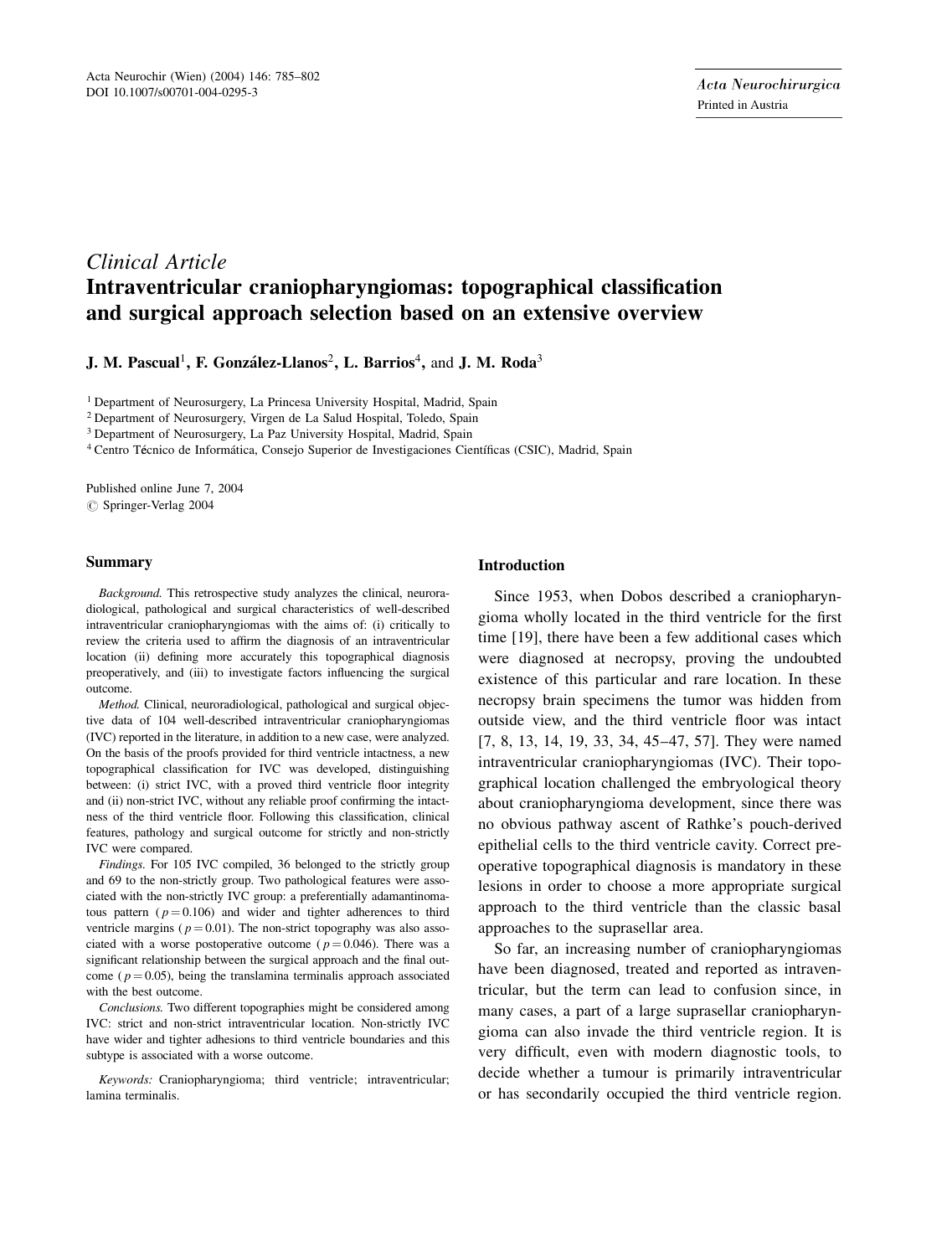*Clinical Article*

# Intraventricular craniopharyngiomas: topographical classification and surgical approach selection based on an extensive overview

**J. M. Pascual**[1], **F. González-Llanos**[2], **L. Barrios**[4], and **J. M. Roda**[3]

[1] Department of Neurosurgery, La Princesa University Hospital, Madrid, Spain
[2] Department of Neurosurgery, Virgen de La Salud Hospital, Toledo, Spain
[3] Department of Neurosurgery, La Paz University Hospital, Madrid, Spain
[4] Centro Técnico de Informática, Consejo Superior de Investigaciones Científicas (CSIC), Madrid, Spain

Published online June 7, 2004
© Springer-Verlag 2004

## Summary

*Background.* This retrospective study analyzes the clinical, neuroradiological, pathological and surgical characteristics of well-described intraventricular craniopharyngiomas with the aims of: (i) critically to review the criteria used to affirm the diagnosis of an intraventricular location (ii) defining more accurately this topographical diagnosis preoperatively, and (iii) to investigate factors influencing the surgical outcome.

*Method.* Clinical, neuroradiological, pathological and surgical objective data of 104 well-described intraventricular craniopharyngiomas (IVC) reported in the literature, in addition to a new case, were analyzed. On the basis of the proofs provided for third ventricle intactness, a new topographical classification for IVC was developed, distinguishing between: (i) strict IVC, with a proved third ventricle floor integrity and (ii) non-strict IVC, without any reliable proof confirming the intactness of the third ventricle floor. Following this classification, clinical features, pathology and surgical outcome for strictly and non-strictly IVC were compared.

*Findings.* For 105 IVC compiled, 36 belonged to the strictly group and 69 to the non-strictly group. Two pathological features were associated with the non-strictly IVC group: a preferentially adamantinomatous pattern ($p = 0.106$) and wider and tighter adherences to third ventricle margins ($p = 0.01$). The non-strict topography was also associated with a worse postoperative outcome ($p = 0.046$). There was a significant relationship between the surgical approach and the final outcome ($p = 0.05$), being the translamina terminalis approach associated with the best outcome.

*Conclusions.* Two different topographies might be considered among IVC: strict and non-strict intraventricular location. Non-strictly IVC have wider and tighter adhesions to third ventricle boundaries and this subtype is associated with a worse outcome.

*Keywords:* Craniopharyngioma; third ventricle; intraventricular; lamina terminalis.

## Introduction

Since 1953, when Dobos described a craniopharyngioma wholly located in the third ventricle for the first time [19], there have been a few additional cases which were diagnosed at necropsy, proving the undoubted existence of this particular and rare location. In these necropsy brain specimens the tumor was hidden from outside view, and the third ventricle floor was intact [7, 8, 13, 14, 19, 33, 34, 45–47, 57]. They were named intraventricular craniopharyngiomas (IVC). Their topographical location challenged the embryological theory about craniopharyngioma development, since there was no obvious pathway ascent of Rathke's pouch-derived epithelial cells to the third ventricle cavity. Correct preoperative topographical diagnosis is mandatory in these lesions in order to choose a more appropriate surgical approach to the third ventricle than the classic basal approaches to the suprasellar area.

So far, an increasing number of craniopharyngiomas have been diagnosed, treated and reported as intraventricular, but the term can lead to confusion since, in many cases, a part of a large suprasellar craniopharyngioma can also invade the third ventricle region. It is very difficult, even with modern diagnostic tools, to decide whether a tumour is primarily intraventricular or has secondarily occupied the third ventricle region.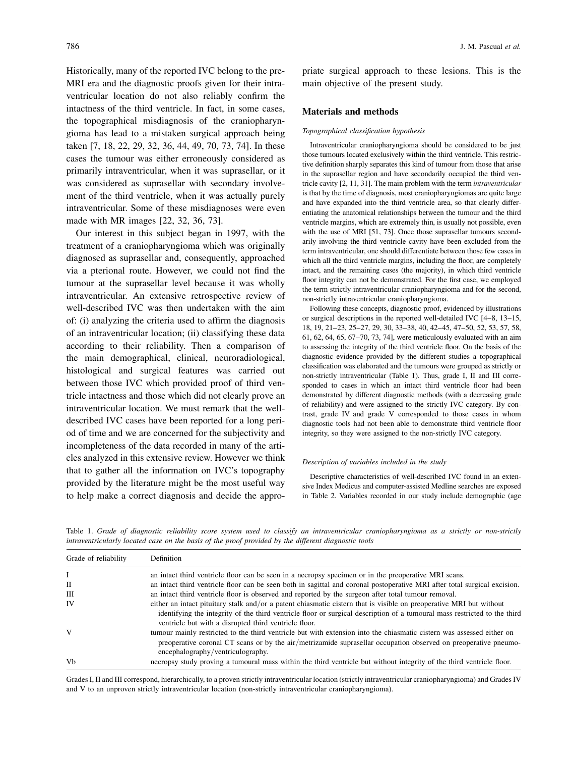Historically, many of the reported IVC belong to the pre-MRI era and the diagnostic proofs given for their intraventricular location do not also reliably confirm the intactness of the third ventricle. In fact, in some cases, the topographical misdiagnosis of the craniopharyngioma has lead to a mistaken surgical approach being taken [7, 18, 22, 29, 32, 36, 44, 49, 70, 73, 74]. In these cases the tumour was either erroneously considered as primarily intraventricular, when it was suprasellar, or it was considered as suprasellar with secondary involvement of the third ventricle, when it was actually purely intraventricular. Some of these misdiagnoses were even made with MR images [22, 32, 36, 73].

Our interest in this subject began in 1997, with the treatment of a craniopharyngioma which was originally diagnosed as suprasellar and, consequently, approached via a pterional route. However, we could not find the tumour at the suprasellar level because it was wholly intraventricular. An extensive retrospective review of well-described IVC was then undertaken with the aim of: (i) analyzing the criteria used to affirm the diagnosis of an intraventricular location; (ii) classifying these data according to their reliability. Then a comparison of the main demographical, clinical, neuroradiological, histological and surgical features was carried out between those IVC which provided proof of third ventricle intactness and those which did not clearly prove an intraventricular location. We must remark that the well-described IVC cases have been reported for a long period of time and we are concerned for the subjectivity and incompleteness of the data recorded in many of the articles analyzed in this extensive review. However we think that to gather all the information on IVC's topography provided by the literature might be the most useful way to help make a correct diagnosis and decide the appropriate surgical approach to these lesions. This is the main objective of the present study.

## Materials and methods

### *Topographical classification hypothesis*

Intraventricular craniopharyngioma should be considered to be just those tumours located exclusively within the third ventricle. This restrictive definition sharply separates this kind of tumour from those that arise in the suprasellar region and have secondarily occupied the third ventricle cavity [2, 11, 31]. The main problem with the term *intraventricular* is that by the time of diagnosis, most craniopharyngiomas are quite large and have expanded into the third ventricle area, so that clearly differentiating the anatomical relationships between the tumour and the third ventricle margins, which are extremely thin, is usually not possible, even with the use of MRI [51, 73]. Once those suprasellar tumours secondarily involving the third ventricle cavity have been excluded from the term intraventricular, one should differentiate between those few cases in which all the third ventricle margins, including the floor, are completely intact, and the remaining cases (the majority), in which third ventricle floor integrity can not be demonstrated. For the first case, we employed the term strictly intraventricular craniopharyngioma and for the second, non-strictly intraventricular craniopharyngioma.

Following these concepts, diagnostic proof, evidenced by illustrations or surgical descriptions in the reported well-detailed IVC [4–8, 13–15, 18, 19, 21–23, 25–27, 29, 30, 33–38, 40, 42–45, 47–50, 52, 53, 57, 58, 61, 62, 64, 65, 67–70, 73, 74], were meticulously evaluated with an aim to assessing the integrity of the third ventricle floor. On the basis of the diagnostic evidence provided by the different studies a topographical classification was elaborated and the tumours were grouped as strictly or non-strictly intraventricular (Table 1). Thus, grade I, II and III corresponded to cases in which an intact third ventricle floor had been demonstrated by different diagnostic methods (with a decreasing grade of reliability) and were assigned to the strictly IVC category. By contrast, grade IV and grade V corresponded to those cases in whom diagnostic tools had not been able to demonstrate third ventricle floor integrity, so they were assigned to the non-strictly IVC category.

### *Description of variables included in the study*

Descriptive characteristics of well-described IVC found in an extensive Index Medicus and computer-assisted Medline searches are exposed in Table 2. Variables recorded in our study include demographic (age

Table 1. *Grade of diagnostic reliability score system used to classify an intraventricular craniopharyngioma as a strictly or non-strictly intraventricularly located case on the basis of the proof provided by the different diagnostic tools*

| Grade of reliability | Definition |
|---|---|
| I | an intact third ventricle floor can be seen in a necropsy specimen or in the preoperative MRI scans. |
| II | an intact third ventricle floor can be seen both in sagittal and coronal postoperative MRI after total surgical excision. |
| III | an intact third ventricle floor is observed and reported by the surgeon after total tumour removal. |
| IV | either an intact pituitary stalk and/or a patent chiasmatic cistern that is visible on preoperative MRI but without identifying the integrity of the third ventricle floor or surgical description of a tumoural mass restricted to the third ventricle but with a disrupted third ventricle floor. |
| V | tumour mainly restricted to the third ventricle but with extension into the chiasmatic cistern was assessed either on preoperative coronal CT scans or by the air/metrizamide suprasellar occupation observed on preoperative pneumo-encephalography/ventriculography. |
| Vb | necropsy study proving a tumoural mass within the third ventricle but without integrity of the third ventricle floor. |

Grades I, II and III correspond, hierarchically, to a proven strictly intraventricular location (strictly intraventricular craniopharyngioma) and Grades IV and V to an unproven strictly intraventricular location (non-strictly intraventricular craniopharyngioma).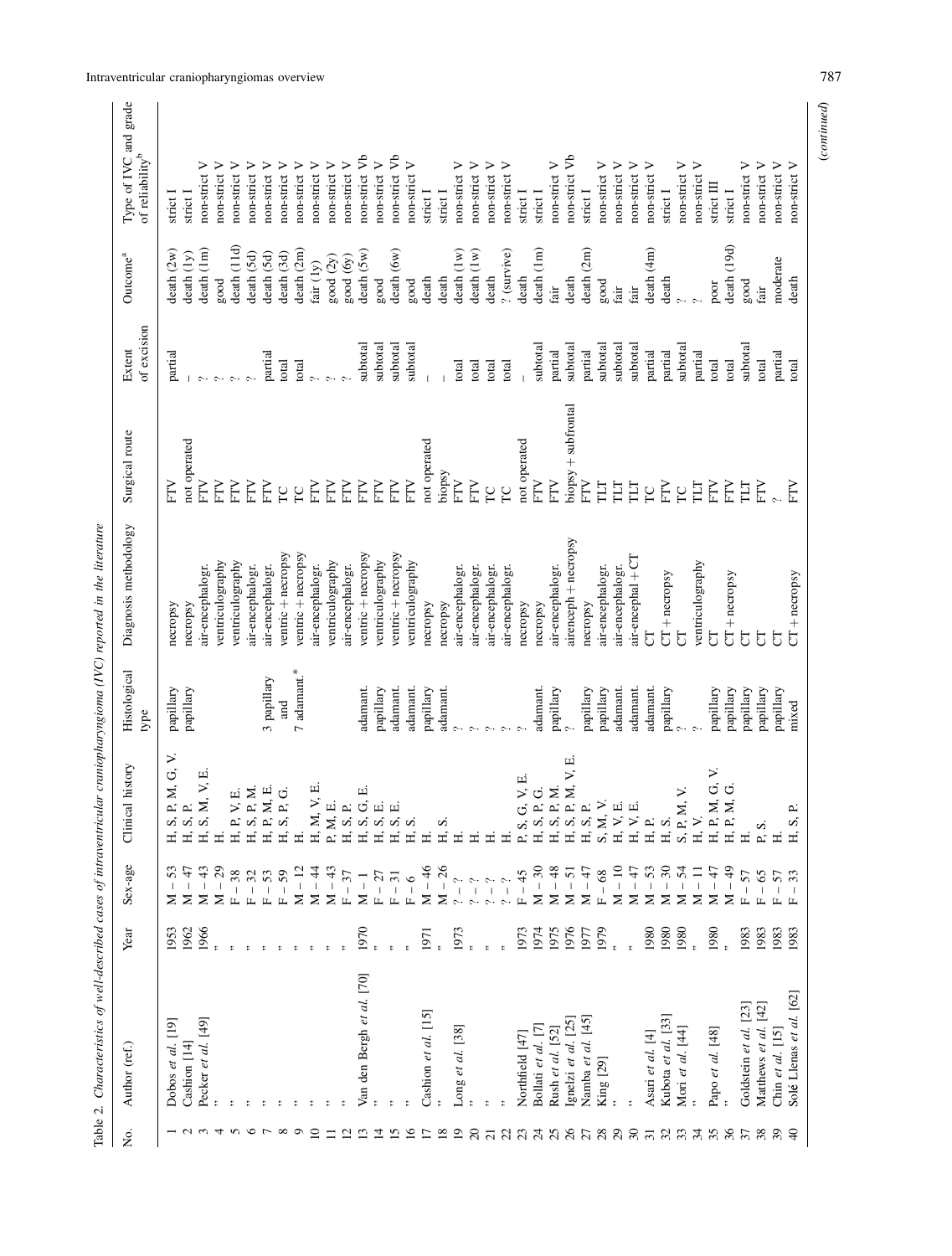Table 2. Characteristics of well-described cases of intraventricular craniopharyngioma (IVC) reported in the literature

| No. | Author (ref.) | Year | Sex-age | Clinical history | Histological type | Diagnosis methodology | Surgical route | Extent of excision | Outcome[a] | Type of IVC and grade of reliability[b] |
|---|---|---|---|---|---|---|---|---|---|---|
| 1 | Dobos *et al.* [19] | 1953 | M – 53 | H, S, P, M, G, V. | papillary | necropsy | FTV | partial | death (2w) | strict I |
| 2 | Cashion [14] | 1962 | M – 47 | H, S, P. | papillary | necropsy | not operated | – | death (1y) | strict I |
| 3 | Pecker *et al.* [49] | 1966 | M – 43 | H, S, M, V, E. | | air-encephalogr. | FTV | ? | death (1m) | non-strict V |
| 4 | " | " | M – 29 | H. | | ventriculography | FTV | ? | good | non-strict V |
| 5 | " | " | F – 38 | H, P, V, E. | | ventriculography | FTV | ? | death (11d) | non-strict V |
| 6 | " | " | F – 32 | H, S, P, M. | | air-encephalogr. | FTV | ? | death (5d) | non-strict V |
| 7 | " | " | F – 53 | H, P, M, E. | 3 papillary | air-encephalogr. | FTV | partial | death (5d) | non-strict V |
| 8 | " | " | F – 59 | H, S, P, G. | and | ventric + necropsy | TC | total | death (3d) | non-strict V |
| 9 | " | " | M – 12 | H. | 7 adamant.* | ventric + necropsy | TC | total | death (2m) | non-strict V |
| 10 | " | " | M – 44 | H, M, V, E. | | air-encephalogr. | FTV | ? | fair (1y) | non-strict V |
| 11 | " | " | M – 43 | P, M, E. | | ventriculography | FTV | ? | good (2y) | non-strict V |
| 12 | " | " | F – 37 | H, S, P. | | air-encephalogr. | FTV | ? | good (6y) | non-strict V |
| 13 | Van den Bergh *et al.* [70] | 1970 | M – 1 | H, S, G, E. | adamant. | ventric + necropsy | FTV | subtotal | death (5w) | non-strict Vb |
| 14 | " | " | F – 27 | H, S, E. | papillary | ventriculography | FTV | subtotal | good | non-strict V |
| 15 | " | " | F – 31 | H, S, E. | adamant. | ventric + necropsy | FTV | subtotal | death (6w) | non-strict Vb |
| 16 | " | " | F – 6 | H, S. | adamant. | ventriculography | FTV | subtotal | good | non-strict V |
| 17 | Cashion *et al.* [15] | 1971 | M – 46 | H. | papillary | necropsy | not operated | – | death | strict I |
| 18 | " | " | M – 26 | H, S. | adamant. | necropsy | biopsy | – | death | strict I |
| 19 | Long *et al.* [38] | 1973 | ? – ? | H. | ? | air-encephalogr. | FTV | total | death (1w) | non-strict V |
| 20 | " | " | ? – ? | H. | ? | air-encephalogr. | FTV | total | death (1w) | non-strict V |
| 21 | " | " | ? – ? | H. | ? | air-encephalogr. | TC | total | death | non-strict V |
| 22 | " | " | ? – ? | H. | ? | air-encephalogr. | TC | total | ? (survive) | non-strict V |
| 23 | Northfield [47] | 1973 | F – 45 | P, S, G, V, E. | ? | necropsy | not operated | – | death | strict I |
| 24 | Bollati *et al.* [7] | 1974 | M – 30 | H, S, P, G. | adamant. | necropsy | FTV | subtotal | death (1m) | strict I |
| 25 | Rush *et al.* [52] | 1975 | M – 48 | H, S, P, M. | papillary | air-encephalogr. | FTV | partial | fair | non-strict V |
| 26 | Ignelzi *et al.* [25] | 1976 | M – 51 | H, S, P, M, V, E. | ? | airenceph + necropsy | biopsy + subfrontal | subtotal | death | non-strict Vb |
| 27 | Namba *et al.* [45] | 1977 | M – 47 | H, S, P. | papillary | necropsy | FTV | partial | death (2m) | strict I |
| 28 | King [29] | 1979 | F – 68 | S, M, V. | papillary | air-encephalogr. | TLT | subtotal | good | non-strict V |
| 29 | " | " | M – 10 | H, V, E. | adamant. | air-encephalogr. | TLT | subtotal | fair | non-strict V |
| 30 | " | " | M – 47 | H, V, E. | adamant. | air-encephal + CT | TLT | subtotal | fair | non-strict V |
| 31 | Asari *et al.* [4] | 1980 | M – 53 | H, P. | adamant. | CT | TC | partial | death (4m) | non-strict V |
| 32 | Kubota *et al.* [33] | 1980 | M – 30 | H, S. | papillary | CT + necropsy | FTV | partial | death | strict I |
| 33 | Mori *et al.* [44] | 1980 | M – 54 | S, P, M, V. | ? | CT | TC | subtotal | ? | non-strict V |
| 34 | " | " | M – 11 | H, V. | ? | ventriculography | TLT | partial | ? | non-strict V |
| 35 | Papo *et al.* [48] | 1980 | M – 47 | H, P, M, G, V. | papillary | CT | FTV | total | poor | strict III |
| 36 | " | " | M – 49 | H, P, M, G. | papillary | CT + necropsy | FTV | total | death (19d) | strict I |
| 37 | Goldstein *et al.* [23] | 1983 | F – 57 | H. | papillary | CT | TLT | subtotal | good | non-strict V |
| 38 | Matthews *et al.* [42] | 1983 | F – 65 | P, S. | papillary | CT | FTV | total | fair | non-strict V |
| 39 | Chin *et al.* [15] | 1983 | F – 57 | H. | papillary | CT | ? | partial | moderate | non-strict V |
| 40 | Solé Llenas *et al.* [62] | 1983 | F – 33 | H, S, P. | mixed | CT + necropsy | FTV | total | death | non-strict V |

(*continued*)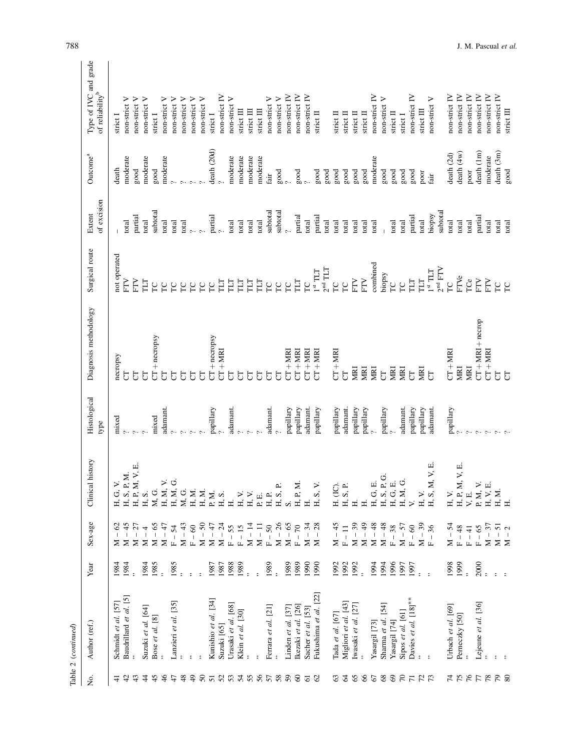Table 2 (*continued*)

| No. | Author (ref.) | Year | Sex-age | Clinical history | Histological type | Diagnosis methodology | Surgical route | Extent of excision | Outcome[a] | Type of IVC and grade of reliability[b] |
|---|---|---|---|---|---|---|---|---|---|---|
| 41 | Schmidt *et al.* [57] | 1984 | M – 62 | H, G, V. | mixed | necropsy | not operated | – | death | strict I |
| 42 | Baudrillard *et al.* [5] | 1984 | M – 45 | H, S, P, M. | ? | CT | FTV | total | moderate | non-strict V |
| 43 | " | " | M – 27 | H, P, M, V, E. | ? | CT | FTV | partial | good | non-strict V |
| 44 | Suzuki *et al.* [64] | 1984 | M – 4 | H, S. | ? | CT | TLT | total | moderate | non-strict V |
| 45 | Bose *et al.* [8] | 1985 | M – 65 | M, G. | mixed | CT + necropsy | TC | subtotal | good | strict I |
| 46 | " | " | M – 47 | H, M, V. | adamant. | CT | TC | total | moderate | non-strict V |
| 47 | Lanzieri *et al.* [35] | 1985 | F – 54 | H, M, G. | ? | CT | TC | total | ? | non-strict V |
| 48 | " | " | M – 43 | M, G. | ? | CT | TC | total | ? | non-strict V |
| 49 | " | " | F – 60 | H, M. | ? | CT | TC | ? | ? | non-strict V |
| 50 | " | " | M – 50 | H, M. | ? | CT | TC | ? | ? | non-strict V |
| 51 | Kunishio *et al.* [34] | 1987 | M – 47 | P, M. | papillary | CT + necropsy | TC | partial | death (20d) | strict I |
| 52 | Suzuki [65] | 1987 | M – 24 | H, S. | ? | CT + MRI | TLT | ? | ? | non-strict IV |
| 53 | Urasaki *et al.* [68] | 1988 | F – 55 | H. | adamant. | CT | TLT | total | moderate | non-strict V |
| 54 | Klein *et al.* [30] | 1989 | F – 15 | H, V. | ? | CT | TLT | total | moderate | strict III |
| 55 | " | " | M – 14 | H, V. | ? | CT | TLT | total | moderate | strict III |
| 56 | " | " | M – 11 | P, E. | ? | CT | TLT | total | moderate | strict III |
| 57 | Ferrara *et al.* [21] | 1989 | F – 50 | H, P. | adamant. | CT | TC | subtotal | fair | non-strict V |
| 58 | " | " | M – 26 | H, S, P. | ? | CT | TC | subtotal | good | non-strict V |
| 59 | Linden *et al.* [37] | 1989 | M – 65 | S. | papillary | CT + MRI | TC | ? | ? | non-strict IV |
| 60 | Ikezaki *et al.* [26] | 1989 | F – 70 | H, P, M. | papillary | CT + MRI | TLT | partial | good | non-strict IV |
| 61 | Sacher *et al.* [53] | 1990 | M – 34 | H. | adamant. | CT + MRI | TC | total | ? | non-strict IV |
| 62 | Fukushima *et al.* [22] | 1990 | M – 28 | H, S, V. | papillary | CT + MRI | 1[st] TLT<br>2[nd] TLT | partial<br>total | good<br>good | strict II |
| 63 | Tada *et al.* [67] | 1992 | M – 45 | H. (IC). | papillary | CT + MRI | TC | total | good | strict II |
| 64 | Migliori *et al.* [43] | 1992 | F – 11 | H, S, P. | adamant. | CT | TC | total | good | strict II |
| 65 | Iwasaki *et al.* [27] | 1992 | M – 39 | H. | papillary | MRI | FTV | total | good | strict II |
| 66 | " | " | M – 49 | H. | papillary | MRI | FTV | total | good | strict II |
| 67 | Yasargil [73] | 1994 | M – 48 | H, G, E. | ? | MRI | combined | total | moderate | non-strict IV |
| 68 | Sharma *et al.* [54] | 1994 | M – 48 | H, S, P, G. | papillary | CT | biopsy | – | good | non-strict V |
| 69 | Yasargil [74] | 1996 | F – 38 | H, G, E. | ? | MRI | TC | total | good | strict II |
| 70 | Sipos *et al.* [61] | 1997 | M – 57 | H, M, G. | adamant. | MRI | TC | total | good | strict I |
| 71 | Davies *et al.* [18]** | 1997 | F – 60 | V. | papillary | CT | TLT | partial | good | non-strict IV |
| 72 | " | " | M – 39 | H, V. | papillary | MRI | TLT | total | poor | strict III |
| 73 | " | " | F – 36 | H, S, M, V, E. | adamant. | CT | 1[st] TLT<br>2[nd] FTV | biopsy<br>subtotal | fair | non-strict V |
| 74 | Urbach *et al.* [69] | 1998 | M – 54 | H, V. | papillary | CT + MRI | TC | total | death (2d) | non-strict IV |
| 75 | Perneczky [50] | 1999 | F – 48 | H, P, M, V, E. | ? | MRI | FTVe | total | death (4w) | non-strict IV |
| 76 | " | " | F – 41 | V, E. | ? | MRI | TCe | total | poor | non-strict IV |
| 77 | Lejeune *et al.* [36] | 2000 | F – 65 | P, M, V. | ? | CT + MRI + necrop | FTV | partial | death (1m) | non-strict IV |
| 78 | " | " | M – 37 | H, V, E. | ? | CT + MRI | FTV | total | moderate | non-strict IV |
| 79 | " | " | M – 51 | H, M. | ? | CT | TC | total | death (3m) | non-strict IV |
| 80 | " | " | M – 2 | H. | ? | CT | TC | total | good | strict III |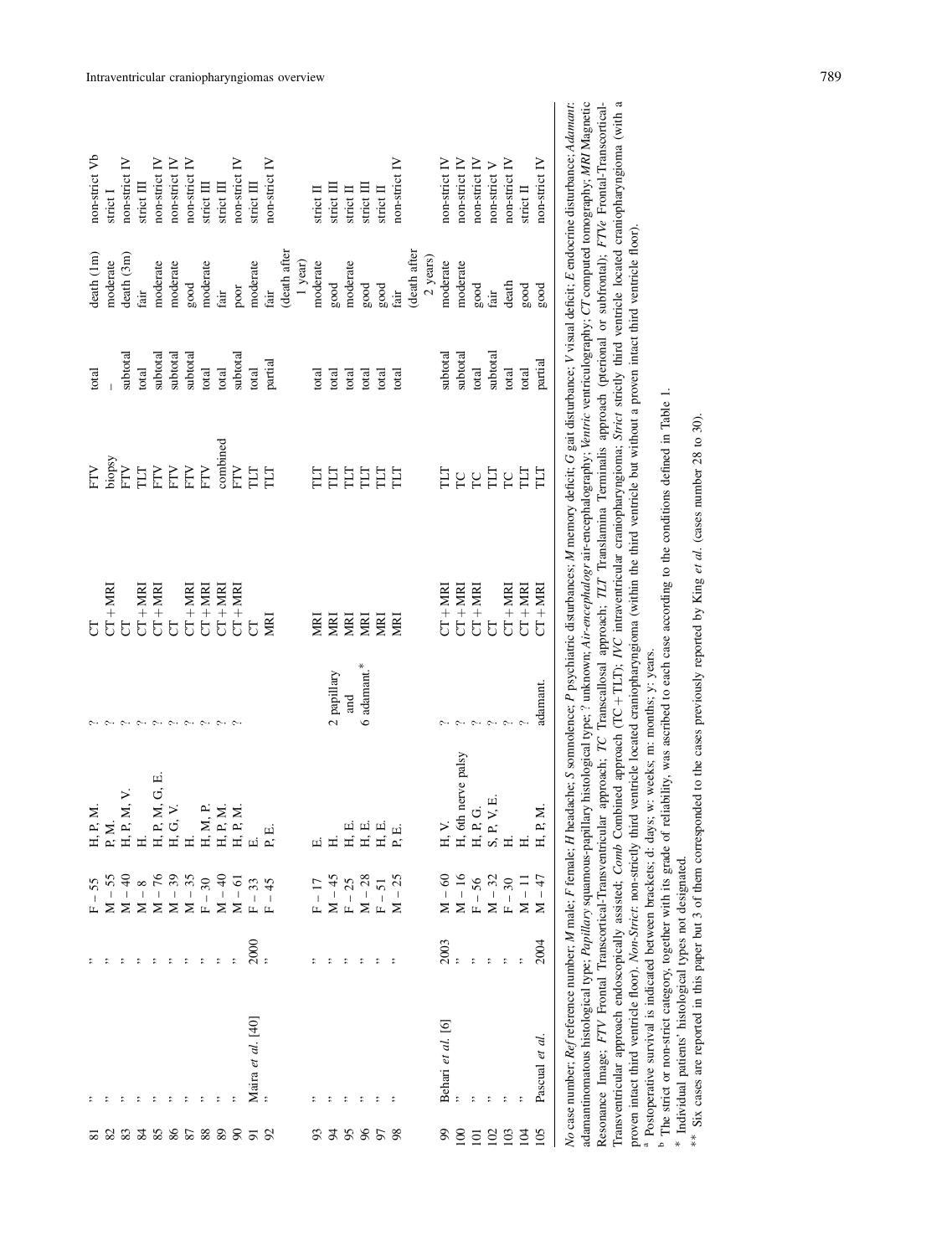| No | Ref | Year | Sex – age | Symptoms | Histology | Imaging | Approach | Removal | Outcome[a] | Category[b] |
|---|---|---|---|---|---|---|---|---|---|---|
| 81 | " | " | F – 55 | H, P, M. | ? | CT | FTV | total | death (1m) | non-strict Vb |
| 82 | " | " | M – 55 | P, M. | ? | CT + MRI | biopsy | – | moderate | strict I |
| 83 | " | " | M – 40 | H, P, M, V. | ? | CT | FTV | subtotal | death (3m) | non-strict IV |
| 84 | " | " | M – 8 | H. | ? | CT + MRI | TLT | total | fair | strict III |
| 85 | " | " | M – 76 | H, P, M, G, E. | ? | CT + MRI | FTV | subtotal | moderate | non-strict IV |
| 86 | " | " | M – 39 | H, G, V. | ? | CT | FTV | subtotal | moderate | non-strict IV |
| 87 | " | " | M – 35 | H. | ? | CT + MRI | FTV | subtotal | good | non-strict IV |
| 88 | " | " | F – 30 | H, M, P. | ? | CT + MRI | FTV | total | moderate | strict III |
| 89 | " | " | M – 40 | H, P, M. | ? | CT + MRI | combined | total | fair | strict III |
| 90 | " | " | M – 61 | H, P, M. | ? | CT + MRI | FTV | subtotal | poor | non-strict IV |
| 91 | Maira et al. [40] | 2000 | F – 33 | E. | | CT | TLT | total | moderate | strict II |
| 92 | " | " | F – 45 | P, E. | | MRI | TLT | partial | fair (death after 1 year) | non-strict IV |
| 93 | " | " | F – 17 | E. | 2 papillary and 6 adamant.* | MRI | TLT | total | moderate | strict II |
| 94 | " | " | M – 45 | H. | | MRI | TLT | total | good | strict III |
| 95 | " | " | F – 25 | H, E. | | MRI | TLT | total | moderate | strict II |
| 96 | " | " | M – 28 | H, E. | | MRI | TLT | total | good | strict III |
| 97 | " | " | F – 51 | H, E. | | MRI | TLT | total | good | strict II |
| 98 | " | " | M – 25 | P, E. | | MRI | TLT | total | fair (death after 2 years) | non-strict IV |
| 99 | Behari et al. [6] | 2003 | M – 60 | H, V. | ? | CT + MRI | TLT | subtotal | moderate | non-strict IV |
| 100 | " | " | M – 16 | H, 6th nerve palsy | ? | CT + MRI | TC | subtotal | moderate | non-strict IV |
| 101 | " | " | F – 56 | H, P, G. | ? | CT + MRI | TC | total | good | non-strict IV |
| 102 | " | " | M – 32 | S, P, V, E. | ? | CT | TLT | subtotal | fair | non-strict V |
| 103 | " | " | F – 30 | H. | ? | CT + MRI | TC | total | death | non-strict IV |
| 104 | " | " | M – 11 | H. | ? | CT + MRI | TLT | total | good | strict II |
| 105 | Pascual et al. | 2004 | M – 47 | H, P, M. | adamant. | CT + MRI | TLT | partial | good | non-strict IV |

*No* case number; *Ref* reference number; *M* male; *F* female; *H* headache; *S* somnolence; *P* psychiatric disturbances; *M* memory deficit; *G* gait disturbance; *V* visual deficit; *E* endocrine disturbance; *Adamant.* adamantinomatous histological type; *Papillary* squamous-papillary histological type; *?* unknown; *Air-encephalogr* air-encephalography; *Ventric* ventriculography; *CT* computed tomography; *MRI* Magnetic Resonance Image; *FTV* Frontal Transcortical-Transventricular approach; *TC* Transcallosal approach; *TLT* Translamina Terminalis approach (pterional or subfrontal); *FTVe* Frontal-Transcortical-Transventricular approach endoscopically assisted; *Comb* Combined approach (TC + TLT); *IVC* intraventricular craniopharyngioma; *Strict* strictly third ventricle located craniopharyngioma (with a proven intact third ventricle floor). *Non-Strict*: non-strictly third ventricle located craniopharyngioma (within the third ventricle but without a proven intact third ventricle floor).

[a] Postoperative survival is indicated between brackets; d: days; w: weeks; m: months; y: years.

[b] The strict or non-strict category, together with its grade of reliability, was ascribed to each case according to the conditions defined in Table 1.

\* Individual patients' histological types not designated.

\*\* Six cases are reported in this paper but 3 of them corresponded to the cases previously reported by King *et al.* (cases number 28 to 30).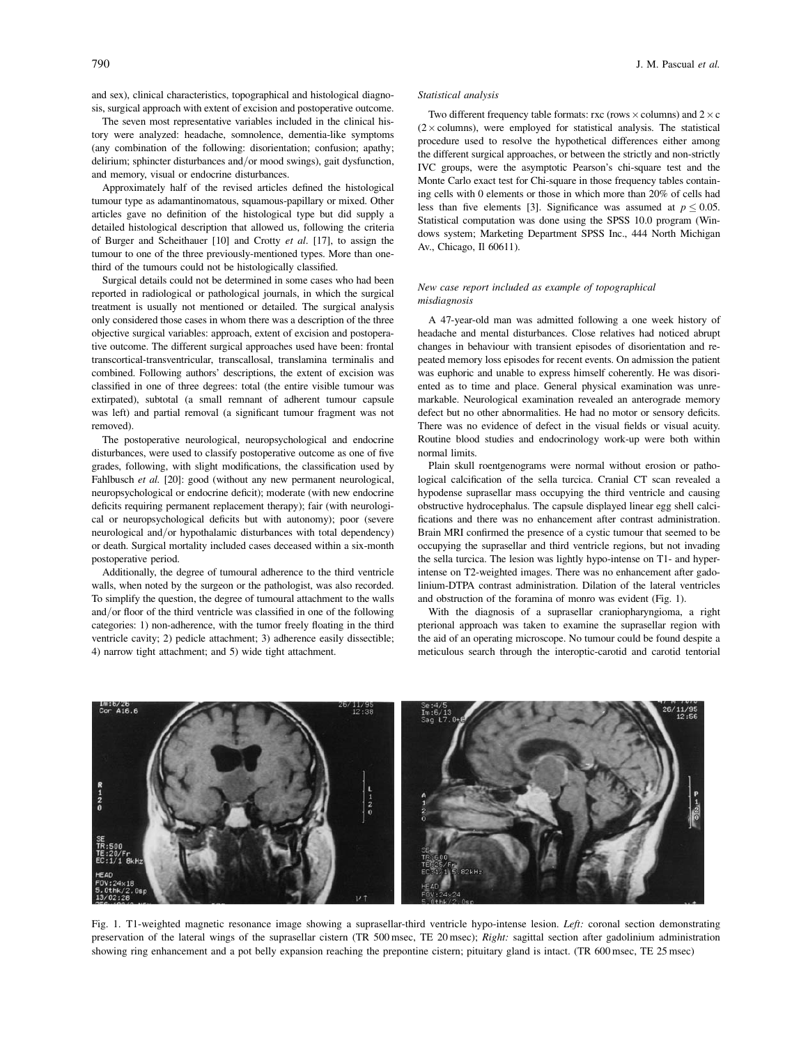and sex), clinical characteristics, topographical and histological diagnosis, surgical approach with extent of excision and postoperative outcome.

The seven most representative variables included in the clinical history were analyzed: headache, somnolence, dementia-like symptoms (any combination of the following: disorientation; confusion; apathy; delirium; sphincter disturbances and/or mood swings), gait dysfunction, and memory, visual or endocrine disturbances.

Approximately half of the revised articles defined the histological tumour type as adamantinomatous, squamous-papillary or mixed. Other articles gave no definition of the histological type but did supply a detailed histological description that allowed us, following the criteria of Burger and Scheithauer [10] and Crotty *et al.* [17], to assign the tumour to one of the three previously-mentioned types. More than one-third of the tumours could not be histologically classified.

Surgical details could not be determined in some cases who had been reported in radiological or pathological journals, in which the surgical treatment is usually not mentioned or detailed. The surgical analysis only considered those cases in whom there was a description of the three objective surgical variables: approach, extent of excision and postoperative outcome. The different surgical approaches used have been: frontal transcortical-transventricular, transcallosal, translamina terminalis and combined. Following authors' descriptions, the extent of excision was classified in one of three degrees: total (the entire visible tumour was extirpated), subtotal (a small remnant of adherent tumour capsule was left) and partial removal (a significant tumour fragment was not removed).

The postoperative neurological, neuropsychological and endocrine disturbances, were used to classify postoperative outcome as one of five grades, following, with slight modifications, the classification used by Fahlbusch *et al.* [20]: good (without any new permanent neurological, neuropsychological or endocrine deficit); moderate (with new endocrine deficits requiring permanent replacement therapy); fair (with neurological or neuropsychological deficits but with autonomy); poor (severe neurological and/or hypothalamic disturbances with total dependency) or death. Surgical mortality included cases deceased within a six-month postoperative period.

Additionally, the degree of tumoural adherence to the third ventricle walls, when noted by the surgeon or the pathologist, was also recorded. To simplify the question, the degree of tumoural attachment to the walls and/or floor of the third ventricle was classified in one of the following categories: 1) non-adherence, with the tumor freely floating in the third ventricle cavity; 2) pedicle attachment; 3) adherence easily dissectible; 4) narrow tight attachment; and 5) wide tight attachment.

### *Statistical analysis*

Two different frequency table formats: rxc (rows $\times$ columns) and $2 \times c$ ($2 \times$ columns), were employed for statistical analysis. The statistical procedure used to resolve the hypothetical differences either among the different surgical approaches, or between the strictly and non-strictly IVC groups, were the asymptotic Pearson's chi-square test and the Monte Carlo exact test for Chi-square in those frequency tables containing cells with 0 elements or those in which more than 20% of cells had less than five elements [3]. Significance was assumed at $p \leq 0.05$. Statistical computation was done using the SPSS 10.0 program (Windows system; Marketing Department SPSS Inc., 444 North Michigan Av., Chicago, Il 60611).

### *New case report included as example of topographical misdiagnosis*

A 47-year-old man was admitted following a one week history of headache and mental disturbances. Close relatives had noticed abrupt changes in behaviour with transient episodes of disorientation and repeated memory loss episodes for recent events. On admission the patient was euphoric and unable to express himself coherently. He was disoriented as to time and place. General physical examination was unremarkable. Neurological examination revealed an anterograde memory defect but no other abnormalities. He had no motor or sensory deficits. There was no evidence of defect in the visual fields or visual acuity. Routine blood studies and endocrinology work-up were both within normal limits.

Plain skull roentgenograms were normal without erosion or pathological calcification of the sella turcica. Cranial CT scan revealed a hypodense suprasellar mass occupying the third ventricle and causing obstructive hydrocephalus. The capsule displayed linear egg shell calcifications and there was no enhancement after contrast administration. Brain MRI confirmed the presence of a cystic tumour that seemed to be occupying the suprasellar and third ventricle regions, but not invading the sella turcica. The lesion was lightly hypo-intense on T1- and hyperintense on T2-weighted images. There was no enhancement after gadolinium-DTPA contrast administration. Dilation of the lateral ventricles and obstruction of the foramina of monro was evident (Fig. 1).

With the diagnosis of a suprasellar craniopharyngioma, a right pterional approach was taken to examine the suprasellar region with the aid of an operating microscope. No tumour could be found despite a meticulous search through the interoptic-carotid and carotid tentorial

Fig. 1. T1-weighted magnetic resonance image showing a suprasellar-third ventricle hypo-intense lesion. *Left:* coronal section demonstrating preservation of the lateral wings of the suprasellar cistern (TR 500 msec, TE 20 msec); *Right:* sagittal section after gadolinium administration showing ring enhancement and a pot belly expansion reaching the prepontine cistern; pituitary gland is intact. (TR 600 msec, TE 25 msec)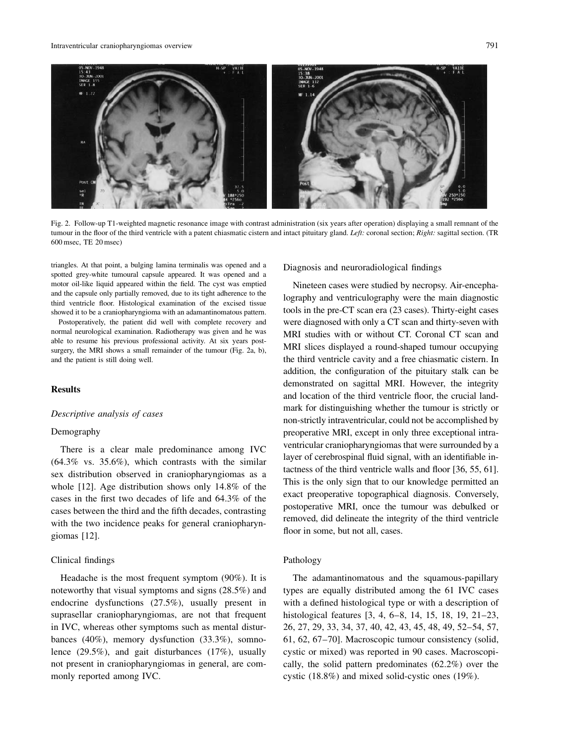Fig. 2. Follow-up T1-weighted magnetic resonance image with contrast administration (six years after operation) displaying a small remnant of the tumour in the floor of the third ventricle with a patent chiasmatic cistern and intact pituitary gland. *Left:* coronal section; *Right:* sagittal section. (TR 600 msec, TE 20 msec)

triangles. At that point, a bulging lamina terminalis was opened and a spotted grey-white tumoural capsule appeared. It was opened and a motor oil-like liquid appeared within the field. The cyst was emptied and the capsule only partially removed, due to its tight adherence to the third ventricle floor. Histological examination of the excised tissue showed it to be a craniopharyngioma with an adamantinomatous pattern.

Postoperatively, the patient did well with complete recovery and normal neurological examination. Radiotherapy was given and he was able to resume his previous professional activity. At six years post-surgery, the MRI shows a small remainder of the tumour (Fig. 2a, b), and the patient is still doing well.

## Results

### *Descriptive analysis of cases*

#### Demography

There is a clear male predominance among IVC (64.3% vs. 35.6%), which contrasts with the similar sex distribution observed in craniopharyngiomas as a whole [12]. Age distribution shows only 14.8% of the cases in the first two decades of life and 64.3% of the cases between the third and the fifth decades, contrasting with the two incidence peaks for general craniopharyngiomas [12].

#### Clinical findings

Headache is the most frequent symptom (90%). It is noteworthy that visual symptoms and signs (28.5%) and endocrine dysfunctions (27.5%), usually present in suprasellar craniopharyngiomas, are not that frequent in IVC, whereas other symptoms such as mental disturbances (40%), memory dysfunction (33.3%), somnolence (29.5%), and gait disturbances (17%), usually not present in craniopharyngiomas in general, are commonly reported among IVC.

#### Diagnosis and neuroradiological findings

Nineteen cases were studied by necropsy. Air-encephalography and ventriculography were the main diagnostic tools in the pre-CT scan era (23 cases). Thirty-eight cases were diagnosed with only a CT scan and thirty-seven with MRI studies with or without CT. Coronal CT scan and MRI slices displayed a round-shaped tumour occupying the third ventricle cavity and a free chiasmatic cistern. In addition, the configuration of the pituitary stalk can be demonstrated on sagittal MRI. However, the integrity and location of the third ventricle floor, the crucial landmark for distinguishing whether the tumour is strictly or non-strictly intraventricular, could not be accomplished by preoperative MRI, except in only three exceptional intraventricular craniopharyngiomas that were surrounded by a layer of cerebrospinal fluid signal, with an identifiable intactness of the third ventricle walls and floor [36, 55, 61]. This is the only sign that to our knowledge permitted an exact preoperative topographical diagnosis. Conversely, postoperative MRI, once the tumour was debulked or removed, did delineate the integrity of the third ventricle floor in some, but not all, cases.

#### Pathology

The adamantinomatous and the squamous-papillary types are equally distributed among the 61 IVC cases with a defined histological type or with a description of histological features [3, 4, 6–8, 14, 15, 18, 19, 21–23, 26, 27, 29, 33, 34, 37, 40, 42, 43, 45, 48, 49, 52–54, 57, 61, 62, 67–70]. Macroscopic tumour consistency (solid, cystic or mixed) was reported in 90 cases. Macroscopically, the solid pattern predominates (62.2%) over the cystic (18.8%) and mixed solid-cystic ones (19%).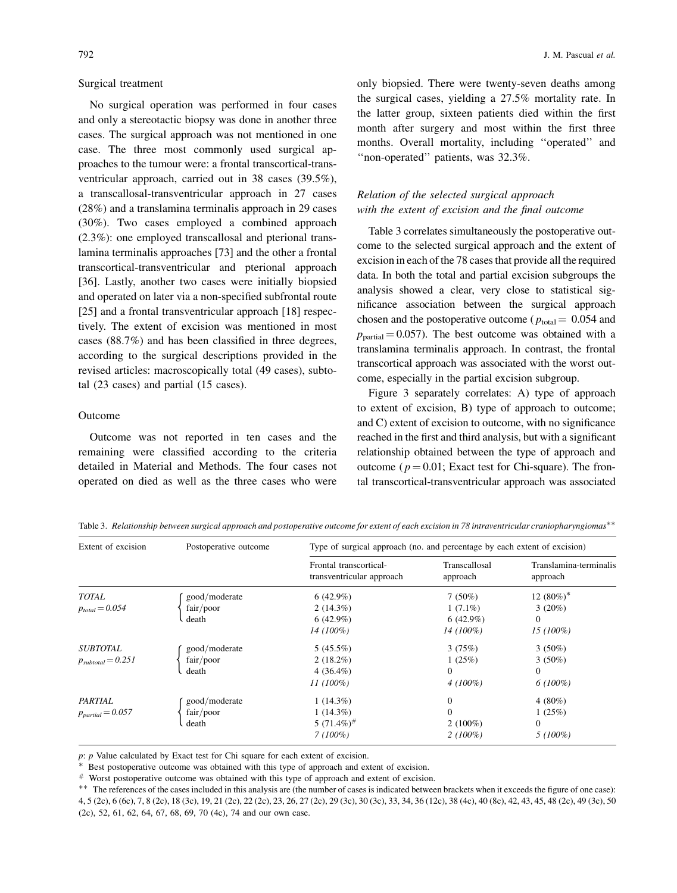## Surgical treatment

No surgical operation was performed in four cases and only a stereotactic biopsy was done in another three cases. The surgical approach was not mentioned in one case. The three most commonly used surgical approaches to the tumour were: a frontal transcortical-transventricular approach, carried out in 38 cases (39.5%), a transcallosal-transventricular approach in 27 cases (28%) and a translamina terminalis approach in 29 cases (30%). Two cases employed a combined approach (2.3%): one employed transcallosal and pterional translamina terminalis approaches [73] and the other a frontal transcortical-transventricular and pterional approach [36]. Lastly, another two cases were initially biopsied and operated on later via a non-specified subfrontal route [25] and a frontal transventricular approach [18] respectively. The extent of excision was mentioned in most cases (88.7%) and has been classified in three degrees, according to the surgical descriptions provided in the revised articles: macroscopically total (49 cases), subtotal (23 cases) and partial (15 cases).

## Outcome

Outcome was not reported in ten cases and the remaining were classified according to the criteria detailed in Material and Methods. The four cases not operated on died as well as the three cases who were only biopsied. There were twenty-seven deaths among the surgical cases, yielding a 27.5% mortality rate. In the latter group, sixteen patients died within the first month after surgery and most within the first three months. Overall mortality, including ''operated'' and ''non-operated'' patients, was 32.3%.

### *Relation of the selected surgical approach with the extent of excision and the final outcome*

Table 3 correlates simultaneously the postoperative outcome to the selected surgical approach and the extent of excision in each of the 78 cases that provide all the required data. In both the total and partial excision subgroups the analysis showed a clear, very close to statistical significance association between the surgical approach chosen and the postoperative outcome ($p_{\text{total}} = 0.054$ and $p_{\text{partial}} = 0.057$). The best outcome was obtained with a translamina terminalis approach. In contrast, the frontal transcortical approach was associated with the worst outcome, especially in the partial excision subgroup.

Figure 3 separately correlates: A) type of approach to extent of excision, B) type of approach to outcome; and C) extent of excision to outcome, with no significance reached in the first and third analysis, but with a significant relationship obtained between the type of approach and outcome ($p = 0.01$; Exact test for Chi-square). The frontal transcortical-transventricular approach was associated

Table 3. *Relationship between surgical approach and postoperative outcome for extent of each excision in 78 intraventricular craniopharyngiomas\*\**

| Extent of excision | Postoperative outcome | Type of surgical approach (no. and percentage by each extent of excision) | | |
|---|---|---|---|---|
| | | Frontal transcortical-transventricular approach | Transcallosal approach | Translamina-terminalis approach |
| *TOTAL* $p_{total} = 0.054$ | good/moderate | 6 (42.9%) | 7 (50%) | 12 (80%)* |
| | fair/poor | 2 (14.3%) | 1 (7.1%) | 3 (20%) |
| | death | 6 (42.9%) | 6 (42.9%) | 0 |
| | | *14 (100%)* | *14 (100%)* | *15 (100%)* |
| *SUBTOTAL* $p_{subtotal} = 0.251$ | good/moderate | 5 (45.5%) | 3 (75%) | 3 (50%) |
| | fair/poor | 2 (18.2%) | 1 (25%) | 3 (50%) |
| | death | 4 (36.4%) | 0 | 0 |
| | | *11 (100%)* | *4 (100%)* | *6 (100%)* |
| *PARTIAL* $p_{partial} = 0.057$ | good/moderate | 1 (14.3%) | 0 | 4 (80%) |
| | fair/poor | 1 (14.3%) | 0 | 1 (25%) |
| | death | 5 (71.4%)# | 2 (100%) | 0 |
| | | *7 (100%)* | *2 (100%)* | *5 (100%)* |

*p*: *p* Value calculated by Exact test for Chi square for each extent of excision.

\* Best postoperative outcome was obtained with this type of approach and extent of excision.

\# Worst postoperative outcome was obtained with this type of approach and extent of excision.

\*\* The references of the cases included in this analysis are (the number of cases is indicated between brackets when it exceeds the figure of one case): 4, 5 (2c), 6 (6c), 7, 8 (2c), 18 (3c), 19, 21 (2c), 22 (2c), 23, 26, 27 (2c), 29 (3c), 30 (3c), 33, 34, 36 (12c), 38 (4c), 40 (8c), 42, 43, 45, 48 (2c), 49 (3c), 50 (2c), 52, 61, 62, 64, 67, 68, 69, 70 (4c), 74 and our own case.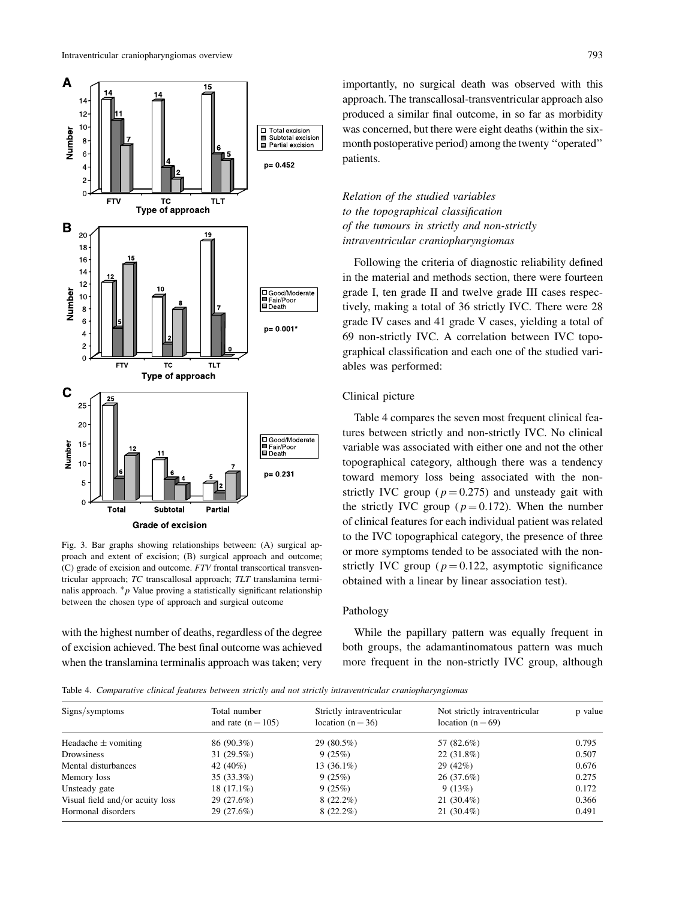Fig. 3. Bar graphs showing relationships between: (A) surgical approach and extent of excision; (B) surgical approach and outcome; (C) grade of excision and outcome. *FTV* frontal transcortical transventricular approach; *TC* transcallosal approach; *TLT* translamina terminalis approach. *$p$ Value proving a statistically significant relationship between the chosen type of approach and surgical outcome

with the highest number of deaths, regardless of the degree of excision achieved. The best final outcome was achieved when the translamina terminalis approach was taken; very importantly, no surgical death was observed with this approach. The transcallosal-transventricular approach also produced a similar final outcome, in so far as morbidity was concerned, but there were eight deaths (within the six-month postoperative period) among the twenty "operated" patients.

### *Relation of the studied variables to the topographical classification of the tumours in strictly and non-strictly intraventricular craniopharyngiomas*

Following the criteria of diagnostic reliability defined in the material and methods section, there were fourteen grade I, ten grade II and twelve grade III cases respectively, making a total of 36 strictly IVC. There were 28 grade IV cases and 41 grade V cases, yielding a total of 69 non-strictly IVC. A correlation between IVC topographical classification and each one of the studied variables was performed:

#### Clinical picture

Table 4 compares the seven most frequent clinical features between strictly and non-strictly IVC. No clinical variable was associated with either one and not the other topographical category, although there was a tendency toward memory loss being associated with the non-strictly IVC group ($p = 0.275$) and unsteady gait with the strictly IVC group ($p = 0.172$). When the number of clinical features for each individual patient was related to the IVC topographical category, the presence of three or more symptoms tended to be associated with the non-strictly IVC group ($p = 0.122$, asymptotic significance obtained with a linear by linear association test).

#### Pathology

While the papillary pattern was equally frequent in both groups, the adamantinomatous pattern was much more frequent in the non-strictly IVC group, although

Table 4. *Comparative clinical features between strictly and not strictly intraventricular craniopharyngiomas*

| Signs/symptoms | Total number and rate (n = 105) | Strictly intraventricular location (n = 36) | Not strictly intraventricular location (n = 69) | p value |
|---|---|---|---|---|
| Headache ± vomiting | 86 (90.3%) | 29 (80.5%) | 57 (82.6%) | 0.795 |
| Drowsiness | 31 (29.5%) | 9 (25%) | 22 (31.8%) | 0.507 |
| Mental disturbances | 42 (40%) | 13 (36.1%) | 29 (42%) | 0.676 |
| Memory loss | 35 (33.3%) | 9 (25%) | 26 (37.6%) | 0.275 |
| Unsteady gate | 18 (17.1%) | 9 (25%) | 9 (13%) | 0.172 |
| Visual field and/or acuity loss | 29 (27.6%) | 8 (22.2%) | 21 (30.4%) | 0.366 |
| Hormonal disorders | 29 (27.6%) | 8 (22.2%) | 21 (30.4%) | 0.491 |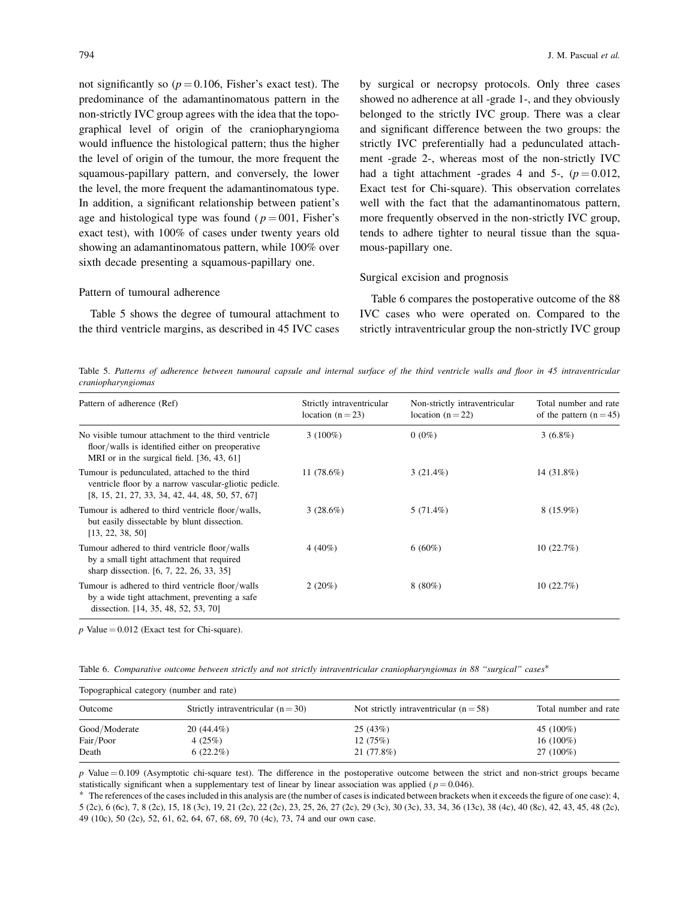not significantly so ($p = 0.106$, Fisher's exact test). The predominance of the adamantinomatous pattern in the non-strictly IVC group agrees with the idea that the topographical level of origin of the craniopharyngioma would influence the histological pattern; thus the higher the level of origin of the tumour, the more frequent the squamous-papillary pattern, and conversely, the lower the level, the more frequent the adamantinomatous type. In addition, a significant relationship between patient's age and histological type was found ($p = 001$, Fisher's exact test), with 100% of cases under twenty years old showing an adamantinomatous pattern, while 100% over sixth decade presenting a squamous-papillary one.

### Pattern of tumoural adherence

Table 5 shows the degree of tumoural attachment to the third ventricle margins, as described in 45 IVC cases by surgical or necropsy protocols. Only three cases showed no adherence at all -grade 1-, and they obviously belonged to the strictly IVC group. There was a clear and significant difference between the two groups: the strictly IVC preferentially had a pedunculated attachment -grade 2-, whereas most of the non-strictly IVC had a tight attachment -grades 4 and 5-, ($p = 0.012$, Exact test for Chi-square). This observation correlates well with the fact that the adamantinomatous pattern, more frequently observed in the non-strictly IVC group, tends to adhere tighter to neural tissue than the squamous-papillary one.

### Surgical excision and prognosis

Table 6 compares the postoperative outcome of the 88 IVC cases who were operated on. Compared to the strictly intraventricular group the non-strictly IVC group

Table 5. *Patterns of adherence between tumoural capsule and internal surface of the third ventricle walls and floor in 45 intraventricular craniopharyngiomas*

| Pattern of adherence (Ref) | Strictly intraventricular location (n = 23) | Non-strictly intraventricular location (n = 22) | Total number and rate of the pattern (n = 45) |
|---|---|---|---|
| No visible tumour attachment to the third ventricle floor/walls is identified either on preoperative MRI or in the surgical field. [36, 43, 61] | 3 (100%) | 0 (0%) | 3 (6.8%) |
| Tumour is pedunculated, attached to the third ventricle floor by a narrow vascular-gliotic pedicle. [8, 15, 21, 27, 33, 34, 42, 44, 48, 50, 57, 67] | 11 (78.6%) | 3 (21.4%) | 14 (31.8%) |
| Tumour is adhered to third ventricle floor/walls, but easily dissectable by blunt dissection. [13, 22, 38, 50] | 3 (28.6%) | 5 (71.4%) | 8 (15.9%) |
| Tumour adhered to third ventricle floor/walls by a small tight attachment that required sharp dissection. [6, 7, 22, 26, 33, 35] | 4 (40%) | 6 (60%) | 10 (22.7%) |
| Tumour is adhered to third ventricle floor/walls by a wide tight attachment, preventing a safe dissection. [14, 35, 48, 52, 53, 70] | 2 (20%) | 8 (80%) | 10 (22.7%) |

$p$ Value = 0.012 (Exact test for Chi-square).

Table 6. *Comparative outcome between strictly and not strictly intraventricular craniopharyngiomas in 88 "surgical" cases\**

| Topographical category (number and rate) | | | |
|---|---|---|---|
| Outcome | Strictly intraventricular (n = 30) | Not strictly intraventricular (n = 58) | Total number and rate |
| Good/Moderate | 20 (44.4%) | 25 (43%) | 45 (100%) |
| Fair/Poor | 4 (25%) | 12 (75%) | 16 (100%) |
| Death | 6 (22.2%) | 21 (77.8%) | 27 (100%) |

$p$ Value = 0.109 (Asymptotic chi-square test). The difference in the postoperative outcome between the strict and non-strict groups became statistically significant when a supplementary test of linear by linear association was applied ($p = 0.046$).

\* The references of the cases included in this analysis are (the number of cases is indicated between brackets when it exceeds the figure of one case): 4, 5 (2c), 6 (6c), 7, 8 (2c), 15, 18 (3c), 19, 21 (2c), 22 (2c), 23, 25, 26, 27 (2c), 29 (3c), 30 (3c), 33, 34, 36 (13c), 38 (4c), 40 (8c), 42, 43, 45, 48 (2c), 49 (10c), 50 (2c), 52, 61, 62, 64, 67, 68, 69, 70 (4c), 73, 74 and our own case.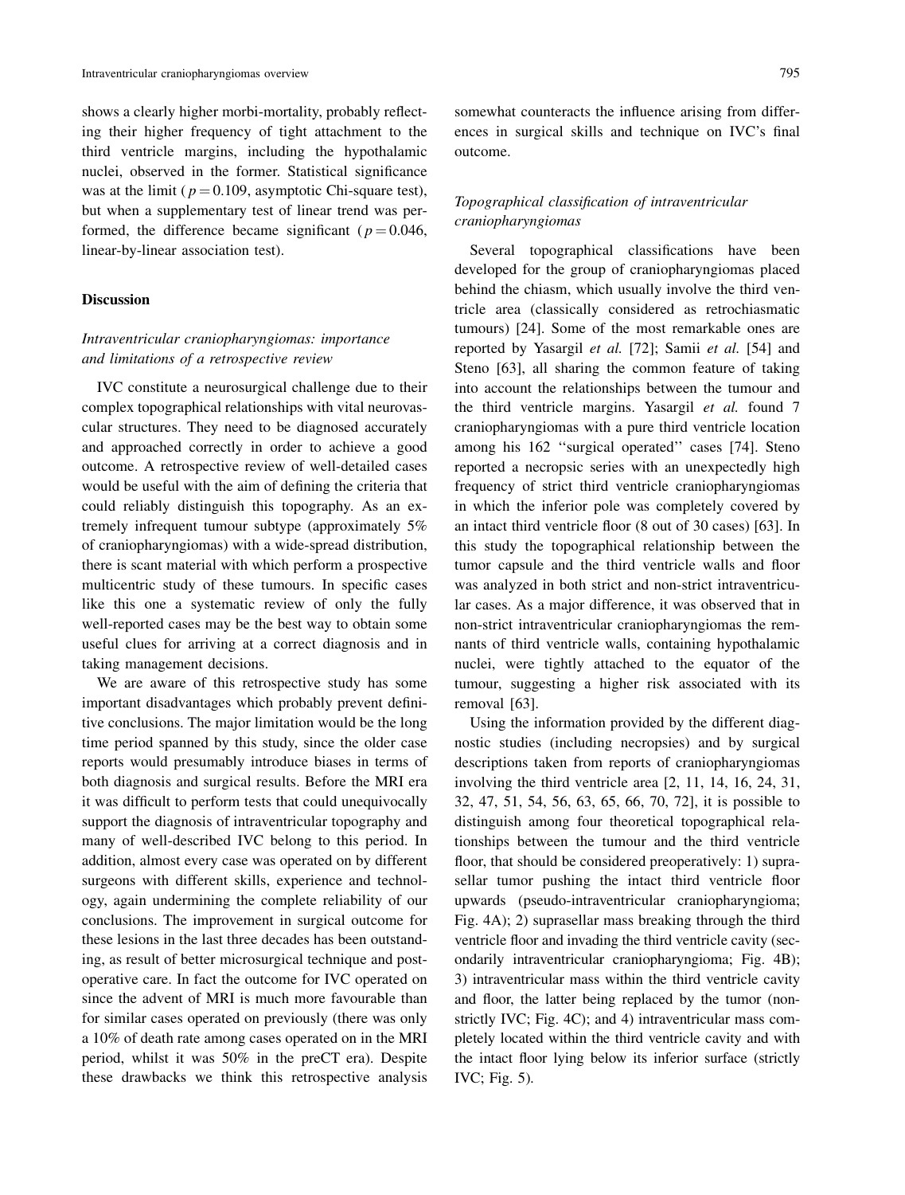shows a clearly higher morbi-mortality, probably reflecting their higher frequency of tight attachment to the third ventricle margins, including the hypothalamic nuclei, observed in the former. Statistical significance was at the limit ($p = 0.109$, asymptotic Chi-square test), but when a supplementary test of linear trend was performed, the difference became significant ($p = 0.046$, linear-by-linear association test).

## Discussion

### *Intraventricular craniopharyngiomas: importance and limitations of a retrospective review*

IVC constitute a neurosurgical challenge due to their complex topographical relationships with vital neurovascular structures. They need to be diagnosed accurately and approached correctly in order to achieve a good outcome. A retrospective review of well-detailed cases would be useful with the aim of defining the criteria that could reliably distinguish this topography. As an extremely infrequent tumour subtype (approximately 5% of craniopharyngiomas) with a wide-spread distribution, there is scant material with which perform a prospective multicentric study of these tumours. In specific cases like this one a systematic review of only the fully well-reported cases may be the best way to obtain some useful clues for arriving at a correct diagnosis and in taking management decisions.

We are aware of this retrospective study has some important disadvantages which probably prevent definitive conclusions. The major limitation would be the long time period spanned by this study, since the older case reports would presumably introduce biases in terms of both diagnosis and surgical results. Before the MRI era it was difficult to perform tests that could unequivocally support the diagnosis of intraventricular topography and many of well-described IVC belong to this period. In addition, almost every case was operated on by different surgeons with different skills, experience and technology, again undermining the complete reliability of our conclusions. The improvement in surgical outcome for these lesions in the last three decades has been outstanding, as result of better microsurgical technique and postoperative care. In fact the outcome for IVC operated on since the advent of MRI is much more favourable than for similar cases operated on previously (there was only a 10% of death rate among cases operated on in the MRI period, whilst it was 50% in the preCT era). Despite these drawbacks we think this retrospective analysis somewhat counteracts the influence arising from differences in surgical skills and technique on IVC's final outcome.

### *Topographical classification of intraventricular craniopharyngiomas*

Several topographical classifications have been developed for the group of craniopharyngiomas placed behind the chiasm, which usually involve the third ventricle area (classically considered as retrochiasmatic tumours) [24]. Some of the most remarkable ones are reported by Yasargil *et al.* [72]; Samii *et al.* [54] and Steno [63], all sharing the common feature of taking into account the relationships between the tumour and the third ventricle margins. Yasargil *et al.* found 7 craniopharyngiomas with a pure third ventricle location among his 162 ''surgical operated'' cases [74]. Steno reported a necropsic series with an unexpectedly high frequency of strict third ventricle craniopharyngiomas in which the inferior pole was completely covered by an intact third ventricle floor (8 out of 30 cases) [63]. In this study the topographical relationship between the tumor capsule and the third ventricle walls and floor was analyzed in both strict and non-strict intraventricular cases. As a major difference, it was observed that in non-strict intraventricular craniopharyngiomas the remnants of third ventricle walls, containing hypothalamic nuclei, were tightly attached to the equator of the tumour, suggesting a higher risk associated with its removal [63].

Using the information provided by the different diagnostic studies (including necropsies) and by surgical descriptions taken from reports of craniopharyngiomas involving the third ventricle area [2, 11, 14, 16, 24, 31, 32, 47, 51, 54, 56, 63, 65, 66, 70, 72], it is possible to distinguish among four theoretical topographical relationships between the tumour and the third ventricle floor, that should be considered preoperatively: 1) suprasellar tumor pushing the intact third ventricle floor upwards (pseudo-intraventricular craniopharyngioma; Fig. 4A); 2) suprasellar mass breaking through the third ventricle floor and invading the third ventricle cavity (secondarily intraventricular craniopharyngioma; Fig. 4B); 3) intraventricular mass within the third ventricle cavity and floor, the latter being replaced by the tumor (non-strictly IVC; Fig. 4C); and 4) intraventricular mass completely located within the third ventricle cavity and with the intact floor lying below its inferior surface (strictly IVC; Fig. 5).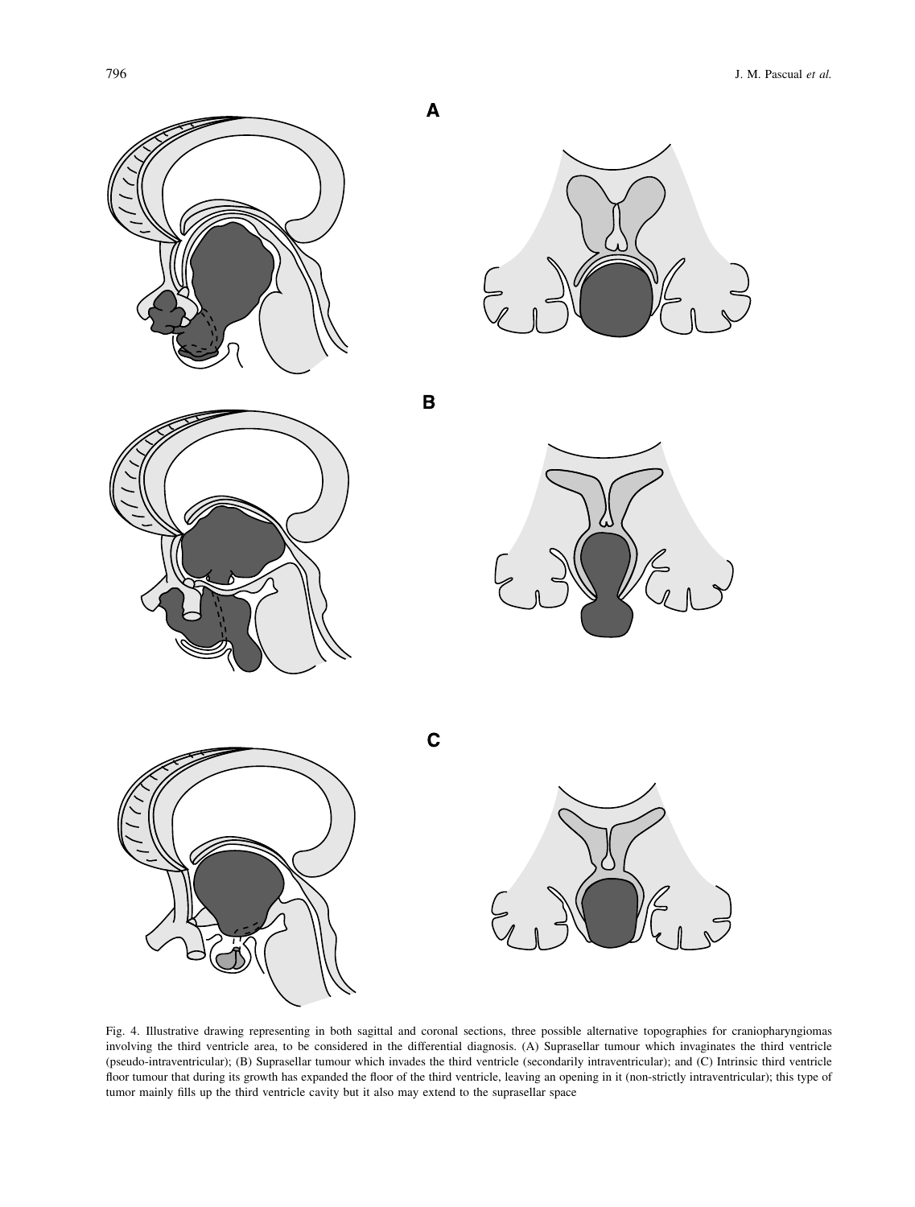A

B

C

Fig. 4. Illustrative drawing representing in both sagittal and coronal sections, three possible alternative topographies for craniopharyngiomas involving the third ventricle area, to be considered in the differential diagnosis. (A) Suprasellar tumour which invaginates the third ventricle (pseudo-intraventricular); (B) Suprasellar tumour which invades the third ventricle (secondarily intraventricular); and (C) Intrinsic third ventricle floor tumour that during its growth has expanded the floor of the third ventricle, leaving an opening in it (non-strictly intraventricular); this type of tumor mainly fills up the third ventricle cavity but it also may extend to the suprasellar space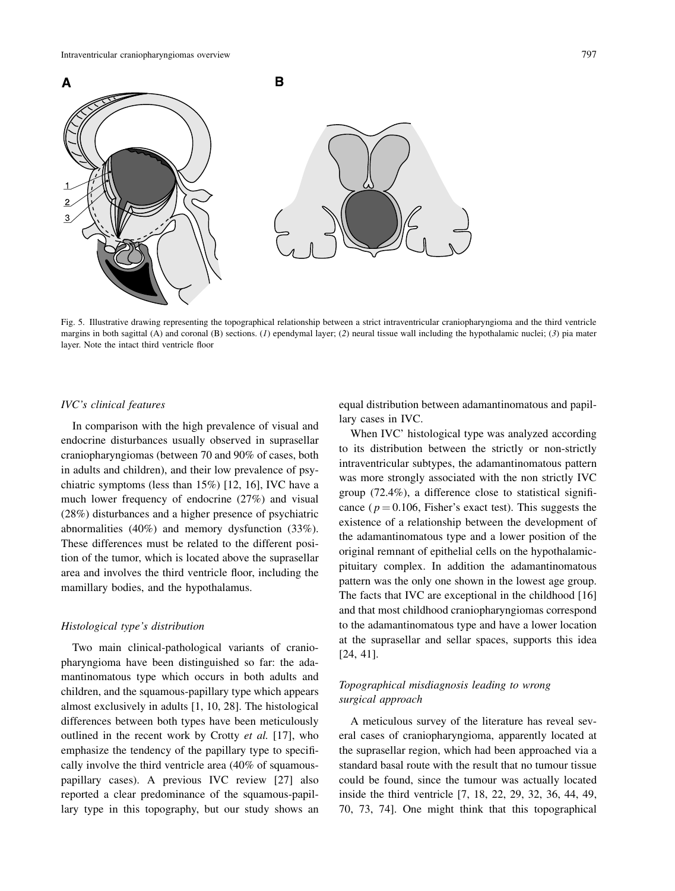Fig. 5. Illustrative drawing representing the topographical relationship between a strict intraventricular craniopharyngioma and the third ventricle margins in both sagittal (A) and coronal (B) sections. (*1*) ependymal layer; (*2*) neural tissue wall including the hypothalamic nuclei; (*3*) pia mater layer. Note the intact third ventricle floor

*IVC's clinical features*

In comparison with the high prevalence of visual and endocrine disturbances usually observed in suprasellar craniopharyngiomas (between 70 and 90% of cases, both in adults and children), and their low prevalence of psychiatric symptoms (less than 15%) [12, 16], IVC have a much lower frequency of endocrine (27%) and visual (28%) disturbances and a higher presence of psychiatric abnormalities (40%) and memory dysfunction (33%). These differences must be related to the different position of the tumor, which is located above the suprasellar area and involves the third ventricle floor, including the mamillary bodies, and the hypothalamus.

*Histological type's distribution*

Two main clinical-pathological variants of craniopharyngioma have been distinguished so far: the adamantinomatous type which occurs in both adults and children, and the squamous-papillary type which appears almost exclusively in adults [1, 10, 28]. The histological differences between both types have been meticulously outlined in the recent work by Crotty *et al.* [17], who emphasize the tendency of the papillary type to specifically involve the third ventricle area (40% of squamous-papillary cases). A previous IVC review [27] also reported a clear predominance of the squamous-papillary type in this topography, but our study shows an equal distribution between adamantinomatous and papillary cases in IVC.

When IVC' histological type was analyzed according to its distribution between the strictly or non-strictly intraventricular subtypes, the adamantinomatous pattern was more strongly associated with the non strictly IVC group (72.4%), a difference close to statistical significance ($p = 0.106$, Fisher's exact test). This suggests the existence of a relationship between the development of the adamantinomatous type and a lower position of the original remnant of epithelial cells on the hypothalamic-pituitary complex. In addition the adamantinomatous pattern was the only one shown in the lowest age group. The facts that IVC are exceptional in the childhood [16] and that most childhood craniopharyngiomas correspond to the adamantinomatous type and have a lower location at the suprasellar and sellar spaces, supports this idea [24, 41].

*Topographical misdiagnosis leading to wrong surgical approach*

A meticulous survey of the literature has reveal several cases of craniopharyngioma, apparently located at the suprasellar region, which had been approached via a standard basal route with the result that no tumour tissue could be found, since the tumour was actually located inside the third ventricle [7, 18, 22, 29, 32, 36, 44, 49, 70, 73, 74]. One might think that this topographical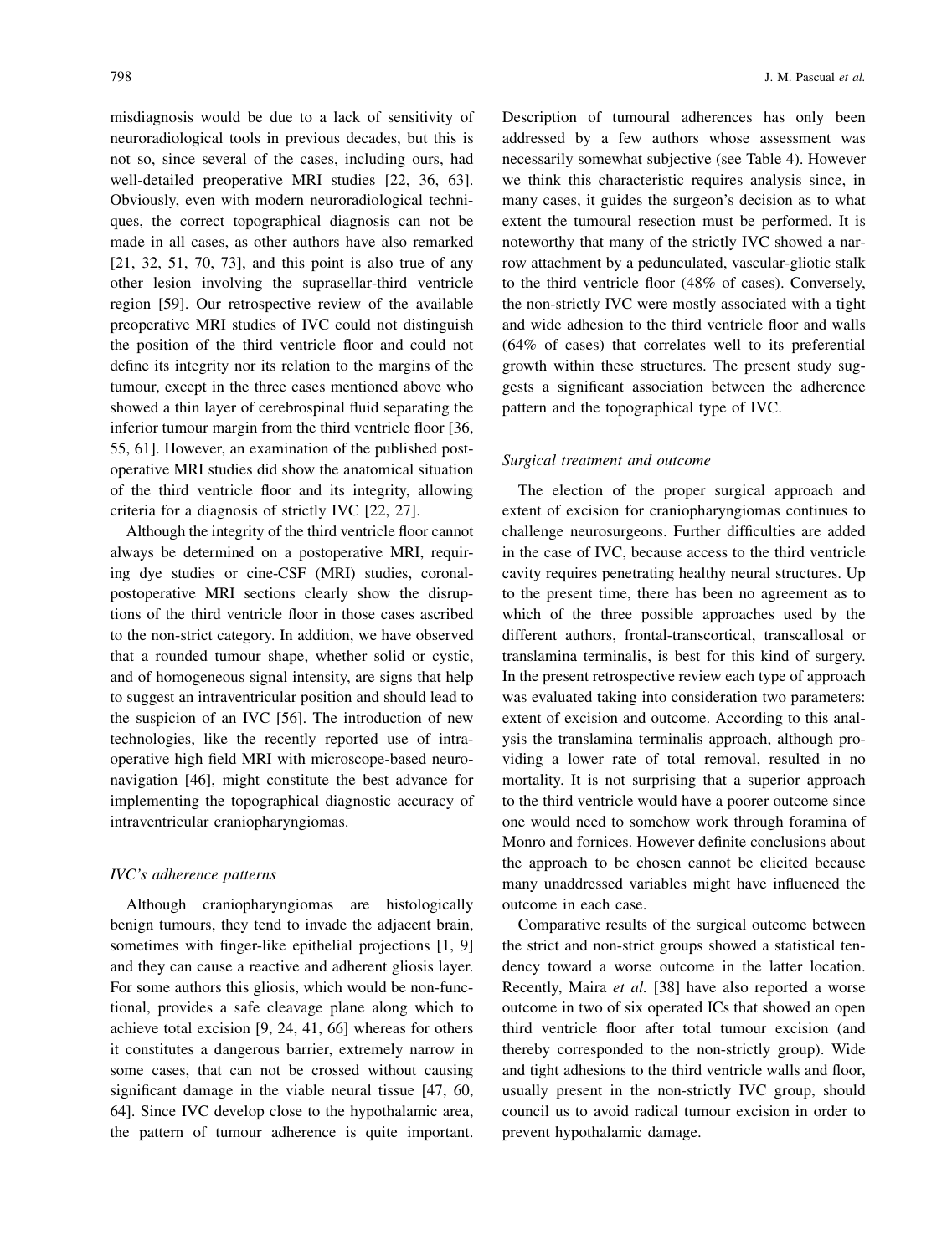misdiagnosis would be due to a lack of sensitivity of neuroradiological tools in previous decades, but this is not so, since several of the cases, including ours, had well-detailed preoperative MRI studies [22, 36, 63]. Obviously, even with modern neuroradiological techniques, the correct topographical diagnosis can not be made in all cases, as other authors have also remarked [21, 32, 51, 70, 73], and this point is also true of any other lesion involving the suprasellar-third ventricle region [59]. Our retrospective review of the available preoperative MRI studies of IVC could not distinguish the position of the third ventricle floor and could not define its integrity nor its relation to the margins of the tumour, except in the three cases mentioned above who showed a thin layer of cerebrospinal fluid separating the inferior tumour margin from the third ventricle floor [36, 55, 61]. However, an examination of the published postoperative MRI studies did show the anatomical situation of the third ventricle floor and its integrity, allowing criteria for a diagnosis of strictly IVC [22, 27].

Although the integrity of the third ventricle floor cannot always be determined on a postoperative MRI, requiring dye studies or cine-CSF (MRI) studies, coronal-postoperative MRI sections clearly show the disruptions of the third ventricle floor in those cases ascribed to the non-strict category. In addition, we have observed that a rounded tumour shape, whether solid or cystic, and of homogeneous signal intensity, are signs that help to suggest an intraventricular position and should lead to the suspicion of an IVC [56]. The introduction of new technologies, like the recently reported use of intraoperative high field MRI with microscope-based neuronavigation [46], might constitute the best advance for implementing the topographical diagnostic accuracy of intraventricular craniopharyngiomas.

### *IVC's adherence patterns*

Although craniopharyngiomas are histologically benign tumours, they tend to invade the adjacent brain, sometimes with finger-like epithelial projections [1, 9] and they can cause a reactive and adherent gliosis layer. For some authors this gliosis, which would be non-functional, provides a safe cleavage plane along which to achieve total excision [9, 24, 41, 66] whereas for others it constitutes a dangerous barrier, extremely narrow in some cases, that can not be crossed without causing significant damage in the viable neural tissue [47, 60, 64]. Since IVC develop close to the hypothalamic area, the pattern of tumour adherence is quite important. Description of tumoural adherences has only been addressed by a few authors whose assessment was necessarily somewhat subjective (see Table 4). However we think this characteristic requires analysis since, in many cases, it guides the surgeon's decision as to what extent the tumoural resection must be performed. It is noteworthy that many of the strictly IVC showed a narrow attachment by a pedunculated, vascular-gliotic stalk to the third ventricle floor (48% of cases). Conversely, the non-strictly IVC were mostly associated with a tight and wide adhesion to the third ventricle floor and walls (64% of cases) that correlates well to its preferential growth within these structures. The present study suggests a significant association between the adherence pattern and the topographical type of IVC.

### *Surgical treatment and outcome*

The election of the proper surgical approach and extent of excision for craniopharyngiomas continues to challenge neurosurgeons. Further difficulties are added in the case of IVC, because access to the third ventricle cavity requires penetrating healthy neural structures. Up to the present time, there has been no agreement as to which of the three possible approaches used by the different authors, frontal-transcortical, transcallosal or translamina terminalis, is best for this kind of surgery. In the present retrospective review each type of approach was evaluated taking into consideration two parameters: extent of excision and outcome. According to this analysis the translamina terminalis approach, although providing a lower rate of total removal, resulted in no mortality. It is not surprising that a superior approach to the third ventricle would have a poorer outcome since one would need to somehow work through foramina of Monro and fornices. However definite conclusions about the approach to be chosen cannot be elicited because many unaddressed variables might have influenced the outcome in each case.

Comparative results of the surgical outcome between the strict and non-strict groups showed a statistical tendency toward a worse outcome in the latter location. Recently, Maira *et al.* [38] have also reported a worse outcome in two of six operated ICs that showed an open third ventricle floor after total tumour excision (and thereby corresponded to the non-strictly group). Wide and tight adhesions to the third ventricle walls and floor, usually present in the non-strictly IVC group, should council us to avoid radical tumour excision in order to prevent hypothalamic damage.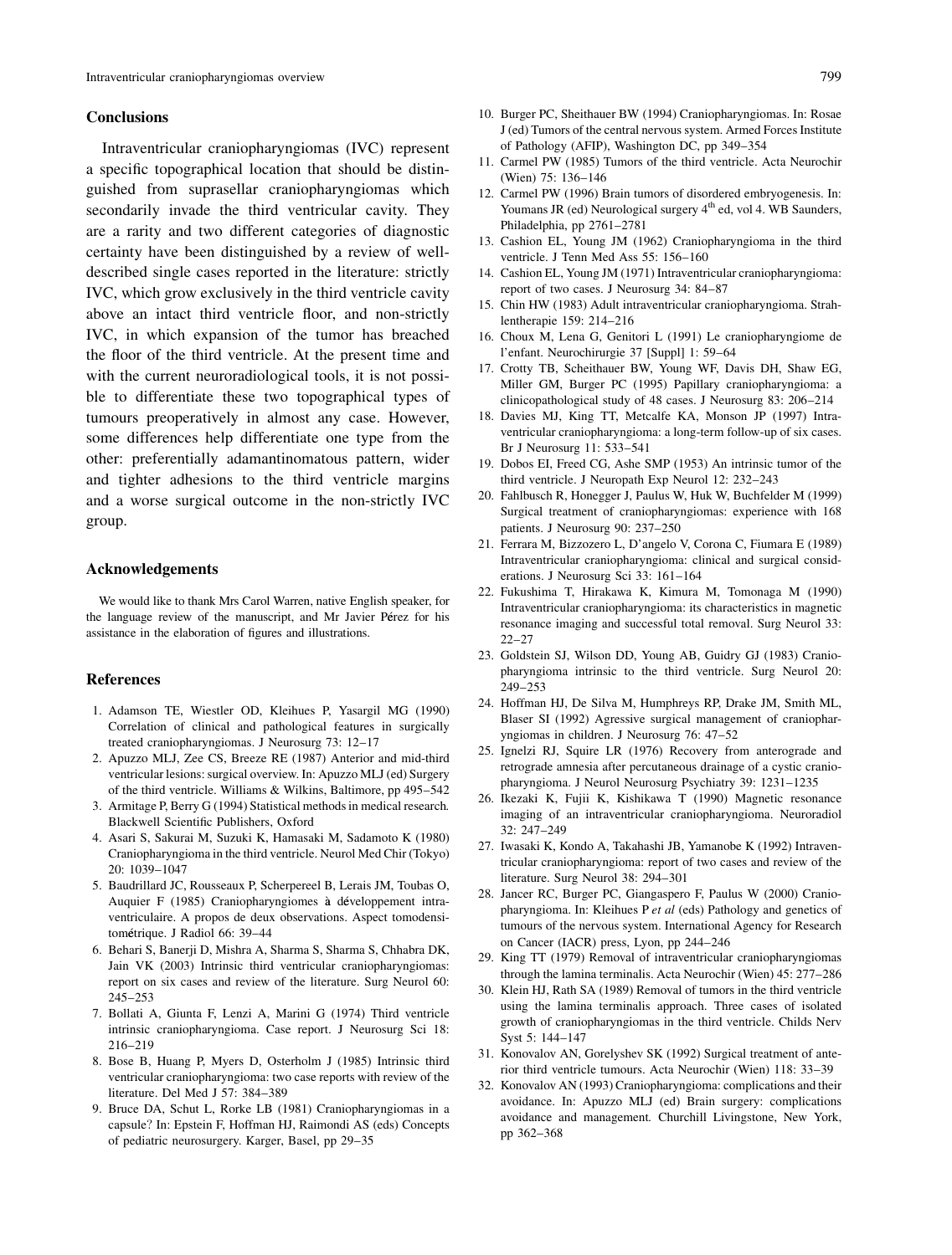## Conclusions

Intraventricular craniopharyngiomas (IVC) represent a specific topographical location that should be distinguished from suprasellar craniopharyngiomas which secondarily invade the third ventricular cavity. They are a rarity and two different categories of diagnostic certainty have been distinguished by a review of well-described single cases reported in the literature: strictly IVC, which grow exclusively in the third ventricle cavity above an intact third ventricle floor, and non-strictly IVC, in which expansion of the tumor has breached the floor of the third ventricle. At the present time and with the current neuroradiological tools, it is not possible to differentiate these two topographical types of tumours preoperatively in almost any case. However, some differences help differentiate one type from the other: preferentially adamantinomatous pattern, wider and tighter adhesions to the third ventricle margins and a worse surgical outcome in the non-strictly IVC group.

## Acknowledgements

We would like to thank Mrs Carol Warren, native English speaker, for the language review of the manuscript, and Mr Javier Pérez for his assistance in the elaboration of figures and illustrations.

## References

1. Adamson TE, Wiestler OD, Kleihues P, Yasargil MG (1990) Correlation of clinical and pathological features in surgically treated craniopharyngiomas. J Neurosurg 73: 12–17
2. Apuzzo MLJ, Zee CS, Breeze RE (1987) Anterior and mid-third ventricular lesions: surgical overview. In: Apuzzo MLJ (ed) Surgery of the third ventricle. Williams & Wilkins, Baltimore, pp 495–542
3. Armitage P, Berry G (1994) Statistical methods in medical research. Blackwell Scientific Publishers, Oxford
4. Asari S, Sakurai M, Suzuki K, Hamasaki M, Sadamoto K (1980) Craniopharyngioma in the third ventricle. Neurol Med Chir (Tokyo) 20: 1039–1047
5. Baudrillard JC, Rousseaux P, Scherpereel B, Lerais JM, Toubas O, Auquier F (1985) Craniopharyngiomes à développement intraventriculaire. A propos de deux observations. Aspect tomodensitométrique. J Radiol 66: 39–44
6. Behari S, Banerji D, Mishra A, Sharma S, Sharma S, Chhabra DK, Jain VK (2003) Intrinsic third ventricular craniopharyngiomas: report on six cases and review of the literature. Surg Neurol 60: 245–253
7. Bollati A, Giunta F, Lenzi A, Marini G (1974) Third ventricle intrinsic craniopharyngioma. Case report. J Neurosurg Sci 18: 216–219
8. Bose B, Huang P, Myers D, Osterholm J (1985) Intrinsic third ventricular craniopharyngioma: two case reports with review of the literature. Del Med J 57: 384–389
9. Bruce DA, Schut L, Rorke LB (1981) Craniopharyngiomas in a capsule? In: Epstein F, Hoffman HJ, Raimondi AS (eds) Concepts of pediatric neurosurgery. Karger, Basel, pp 29–35
10. Burger PC, Sheithauer BW (1994) Craniopharyngiomas. In: Rosae J (ed) Tumors of the central nervous system. Armed Forces Institute of Pathology (AFIP), Washington DC, pp 349–354
11. Carmel PW (1985) Tumors of the third ventricle. Acta Neurochir (Wien) 75: 136–146
12. Carmel PW (1996) Brain tumors of disordered embryogenesis. In: Youmans JR (ed) Neurological surgery 4th ed, vol 4. WB Saunders, Philadelphia, pp 2761–2781
13. Cashion EL, Young JM (1962) Craniopharyngioma in the third ventricle. J Tenn Med Ass 55: 156–160
14. Cashion EL, Young JM (1971) Intraventricular craniopharyngioma: report of two cases. J Neurosurg 34: 84–87
15. Chin HW (1983) Adult intraventricular craniopharyngioma. Strahlentherapie 159: 214–216
16. Choux M, Lena G, Genitori L (1991) Le craniopharyngiome de l'enfant. Neurochirurgie 37 [Suppl] 1: 59–64
17. Crotty TB, Scheithauer BW, Young WF, Davis DH, Shaw EG, Miller GM, Burger PC (1995) Papillary craniopharyngioma: a clinicopathological study of 48 cases. J Neurosurg 83: 206–214
18. Davies MJ, King TT, Metcalfe KA, Monson JP (1997) Intraventricular craniopharyngioma: a long-term follow-up of six cases. Br J Neurosurg 11: 533–541
19. Dobos EI, Freed CG, Ashe SMP (1953) An intrinsic tumor of the third ventricle. J Neuropath Exp Neurol 12: 232–243
20. Fahlbusch R, Honegger J, Paulus W, Huk W, Buchfelder M (1999) Surgical treatment of craniopharyngiomas: experience with 168 patients. J Neurosurg 90: 237–250
21. Ferrara M, Bizzozero L, D'angelo V, Corona C, Fiumara E (1989) Intraventricular craniopharyngioma: clinical and surgical considerations. J Neurosurg Sci 33: 161–164
22. Fukushima T, Hirakawa K, Kimura M, Tomonaga M (1990) Intraventricular craniopharyngioma: its characteristics in magnetic resonance imaging and successful total removal. Surg Neurol 33: 22–27
23. Goldstein SJ, Wilson DD, Young AB, Guidry GJ (1983) Craniopharyngioma intrinsic to the third ventricle. Surg Neurol 20: 249–253
24. Hoffman HJ, De Silva M, Humphreys RP, Drake JM, Smith ML, Blaser SI (1992) Agressive surgical management of craniopharyngiomas in children. J Neurosurg 76: 47–52
25. Ignelzi RJ, Squire LR (1976) Recovery from anterograde and retrograde amnesia after percutaneous drainage of a cystic craniopharyngioma. J Neurol Neurosurg Psychiatry 39: 1231–1235
26. Ikezaki K, Fujii K, Kishikawa T (1990) Magnetic resonance imaging of an intraventricular craniopharyngioma. Neuroradiol 32: 247–249
27. Iwasaki K, Kondo A, Takahashi JB, Yamanobe K (1992) Intraventricular craniopharyngioma: report of two cases and review of the literature. Surg Neurol 38: 294–301
28. Jancer RC, Burger PC, Giangaspero F, Paulus W (2000) Craniopharyngioma. In: Kleihues P *et al* (eds) Pathology and genetics of tumours of the nervous system. International Agency for Research on Cancer (IACR) press, Lyon, pp 244–246
29. King TT (1979) Removal of intraventricular craniopharyngiomas through the lamina terminalis. Acta Neurochir (Wien) 45: 277–286
30. Klein HJ, Rath SA (1989) Removal of tumors in the third ventricle using the lamina terminalis approach. Three cases of isolated growth of craniopharyngiomas in the third ventricle. Childs Nerv Syst 5: 144–147
31. Konovalov AN, Gorelyshev SK (1992) Surgical treatment of anterior third ventricle tumours. Acta Neurochir (Wien) 118: 33–39
32. Konovalov AN (1993) Craniopharyngioma: complications and their avoidance. In: Apuzzo MLJ (ed) Brain surgery: complications avoidance and management. Churchill Livingstone, New York, pp 362–368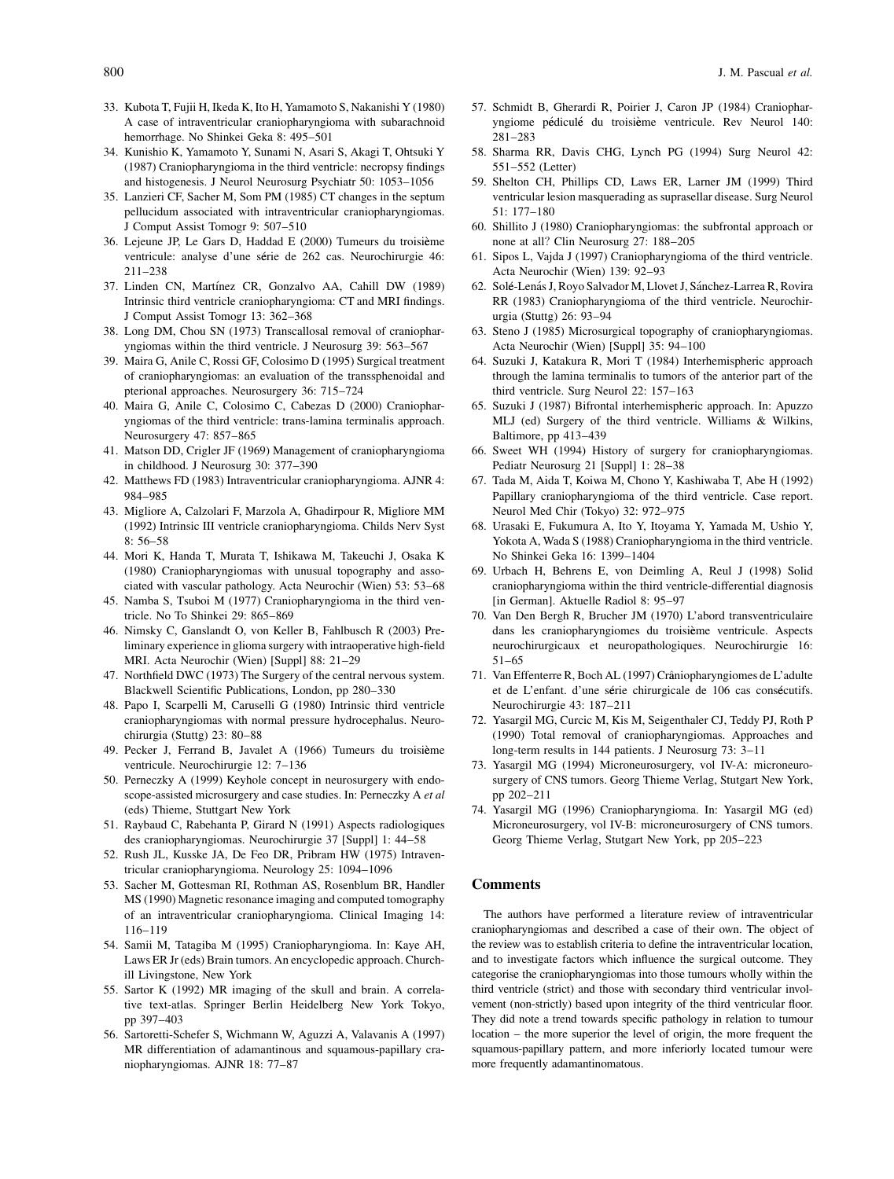33. Kubota T, Fujii H, Ikeda K, Ito H, Yamamoto S, Nakanishi Y (1980) A case of intraventricular craniopharyngioma with subarachnoid hemorrhage. No Shinkei Geka 8: 495–501
34. Kunishio K, Yamamoto Y, Sunami N, Asari S, Akagi T, Ohtsuki Y (1987) Craniopharyngioma in the third ventricle: necropsy findings and histogenesis. J Neurol Neurosurg Psychiatr 50: 1053–1056
35. Lanzieri CF, Sacher M, Som PM (1985) CT changes in the septum pellucidum associated with intraventricular craniopharyngiomas. J Comput Assist Tomogr 9: 507–510
36. Lejeune JP, Le Gars D, Haddad E (2000) Tumeurs du troisième ventricule: analyse d'une série de 262 cas. Neurochirurgie 46: 211–238
37. Linden CN, Martínez CR, Gonzalvo AA, Cahill DW (1989) Intrinsic third ventricle craniopharyngioma: CT and MRI findings. J Comput Assist Tomogr 13: 362–368
38. Long DM, Chou SN (1973) Transcallosal removal of craniopharyngiomas within the third ventricle. J Neurosurg 39: 563–567
39. Maira G, Anile C, Rossi GF, Colosimo D (1995) Surgical treatment of craniopharyngiomas: an evaluation of the transsphenoidal and pterional approaches. Neurosurgery 36: 715–724
40. Maira G, Anile C, Colosimo C, Cabezas D (2000) Craniopharyngiomas of the third ventricle: trans-lamina terminalis approach. Neurosurgery 47: 857–865
41. Matson DD, Crigler JF (1969) Management of craniopharyngioma in childhood. J Neurosurg 30: 377–390
42. Matthews FD (1983) Intraventricular craniopharyngioma. AJNR 4: 984–985
43. Migliore A, Calzolari F, Marzola A, Ghadirpour R, Migliore MM (1992) Intrinsic III ventricle craniopharyngioma. Childs Nerv Syst 8: 56–58
44. Mori K, Handa T, Murata T, Ishikawa M, Takeuchi J, Osaka K (1980) Craniopharyngiomas with unusual topography and associated with vascular pathology. Acta Neurochir (Wien) 53: 53–68
45. Namba S, Tsuboi M (1977) Craniopharyngioma in the third ventricle. No To Shinkei 29: 865–869
46. Nimsky C, Ganslandt O, von Keller B, Fahlbusch R (2003) Preliminary experience in glioma surgery with intraoperative high-field MRI. Acta Neurochir (Wien) [Suppl] 88: 21–29
47. Northfield DWC (1973) The Surgery of the central nervous system. Blackwell Scientific Publications, London, pp 280–330
48. Papo I, Scarpelli M, Caruselli G (1980) Intrinsic third ventricle craniopharyngiomas with normal pressure hydrocephalus. Neurochirurgia (Stuttg) 23: 80–88
49. Pecker J, Ferrand B, Javalet A (1966) Tumeurs du troisième ventricule. Neurochirurgie 12: 7–136
50. Perneczky A (1999) Keyhole concept in neurosurgery with endoscope-assisted microsurgery and case studies. In: Perneczky A *et al* (eds) Thieme, Stuttgart New York
51. Raybaud C, Rabehanta P, Girard N (1991) Aspects radiologiques des craniopharyngiomes. Neurochirurgie 37 [Suppl] 1: 44–58
52. Rush JL, Kusske JA, De Feo DR, Pribram HW (1975) Intraventricular craniopharyngioma. Neurology 25: 1094–1096
53. Sacher M, Gottesman RI, Rothman ASA, Rosenblum BR, Handler MS (1990) Magnetic resonance imaging and computed tomography of an intraventricular craniopharyngioma. Clinical Imaging 14: 116–119
54. Samii M, Tatagiba M (1995) Craniopharyngioma. In: Kaye AH, Laws ER Jr (eds) Brain tumors. An encyclopedic approach. Churchill Livingstone, New York
55. Sartor K (1992) MR imaging of the skull and brain. A correlative text-atlas. Springer Berlin Heidelberg New York Tokyo, pp 397–403
56. Sartoretti-Schefer S, Wichmann W, Aguzzi A, Valavanis A (1997) MR differentiation of adamantinous and squamous-papillary craniopharyngiomas. AJNR 18: 77–87
57. Schmidt B, Gherardi R, Poirier J, Caron JP (1984) Craniopharyngiome pédiculé du troisième ventricule. Rev Neurol 140: 281–283
58. Sharma RR, Davis CHG, Lynch PG (1994) Surg Neurol 42: 551–552 (Letter)
59. Shelton CH, Phillips CD, Laws ER, Larner JM (1999) Third ventricular lesion masquerading as suprasellar disease. Surg Neurol 51: 177–180
60. Shillito J (1980) Craniopharyngiomas: the subfrontal approach or none at all? Clin Neurosurg 27: 188–205
61. Sipos L, Vajda J (1997) Craniopharyngioma of the third ventricle. Acta Neurochir (Wien) 139: 92–93
62. Solé-Llenás J, Royo Salvador M, Llovet J, Sánchez-Larrea R, Rovira RR (1983) Craniopharyngioma of the third ventricle. Neurochirurgia (Stuttg) 26: 93–94
63. Steno J (1985) Microsurgical topography of craniopharyngiomas. Acta Neurochir (Wien) [Suppl] 35: 94–100
64. Suzuki J, Katakura R, Mori T (1984) Interhemispheric approach through the lamina terminalis to tumors of the anterior part of the third ventricle. Surg Neurol 22: 157–163
65. Suzuki J (1987) Bifrontal interhemispheric approach. In: Apuzzo MLJ (ed) Surgery of the third ventricle. Williams & Wilkins, Baltimore, pp 413–439
66. Sweet WH (1994) History of surgery for craniopharyngiomas. Pediatr Neurosurg 21 [Suppl] 1: 28–38
67. Tada M, Aida T, Koiwa M, Chono Y, Kashiwaba T, Abe H (1992) Papillary craniopharyngioma of the third ventricle. Case report. Neurol Med Chir (Tokyo) 32: 972–975
68. Urasaki E, Fukumura A, Ito Y, Itoyama Y, Yamada M, Ushio Y, Yokota A, Wada S (1988) Craniopharyngioma in the third ventricle. No Shinkei Geka 16: 1399–1404
69. Urbach H, Behrens E, von Deimling A, Reul J (1998) Solid craniopharyngioma within the third ventricle-differential diagnosis [in German]. Aktuelle Radiol 8: 95–97
70. Van Den Bergh R, Brucher JM (1970) L'abord transventriculaire dans les craniopharyngiomes du troisième ventricule. Aspects neurochirurgicaux et neuropathologiques. Neurochirurgie 16: 51–65
71. Van Effenterre R, Boch AL (1997) Crâniopharyngiomes de L'adulte et de L'enfant. d'une série chirurgicale de 106 cas consécutifs. Neurochirurgie 43: 187–211
72. Yasargil MG, Curcic M, Kis M, Seigenthaler CJ, Teddy PJ, Roth P (1990) Total removal of craniopharyngiomas. Approaches and long-term results in 144 patients. J Neurosurg 73: 3–11
73. Yasargil MG (1994) Microneurosurgery, vol IV-A: microneurosurgery of CNS tumors. Georg Thieme Verlag, Stutgart New York, pp 202–211
74. Yasargil MG (1996) Craniopharyngioma. In: Yasargil MG (ed) Microneurosurgery, vol IV-B: microneurosurgery of CNS tumors. Georg Thieme Verlag, Stutgart New York, pp 205–223

## Comments

The authors have performed a literature review of intraventricular craniopharyngiomas and described a case of their own. The object of the review was to establish criteria to define the intraventricular location, and to investigate factors which influence the surgical outcome. They categorise the craniopharyngiomas into those tumours wholly within the third ventricle (strict) and those with secondary third ventricular involvement (non-strictly) based upon integrity of the third ventricular floor. They did note a trend towards specific pathology in relation to tumour location – the more superior the level of origin, the more frequent the squamous-papillary pattern, and more inferiorly located tumour were more frequently adamantinomatous.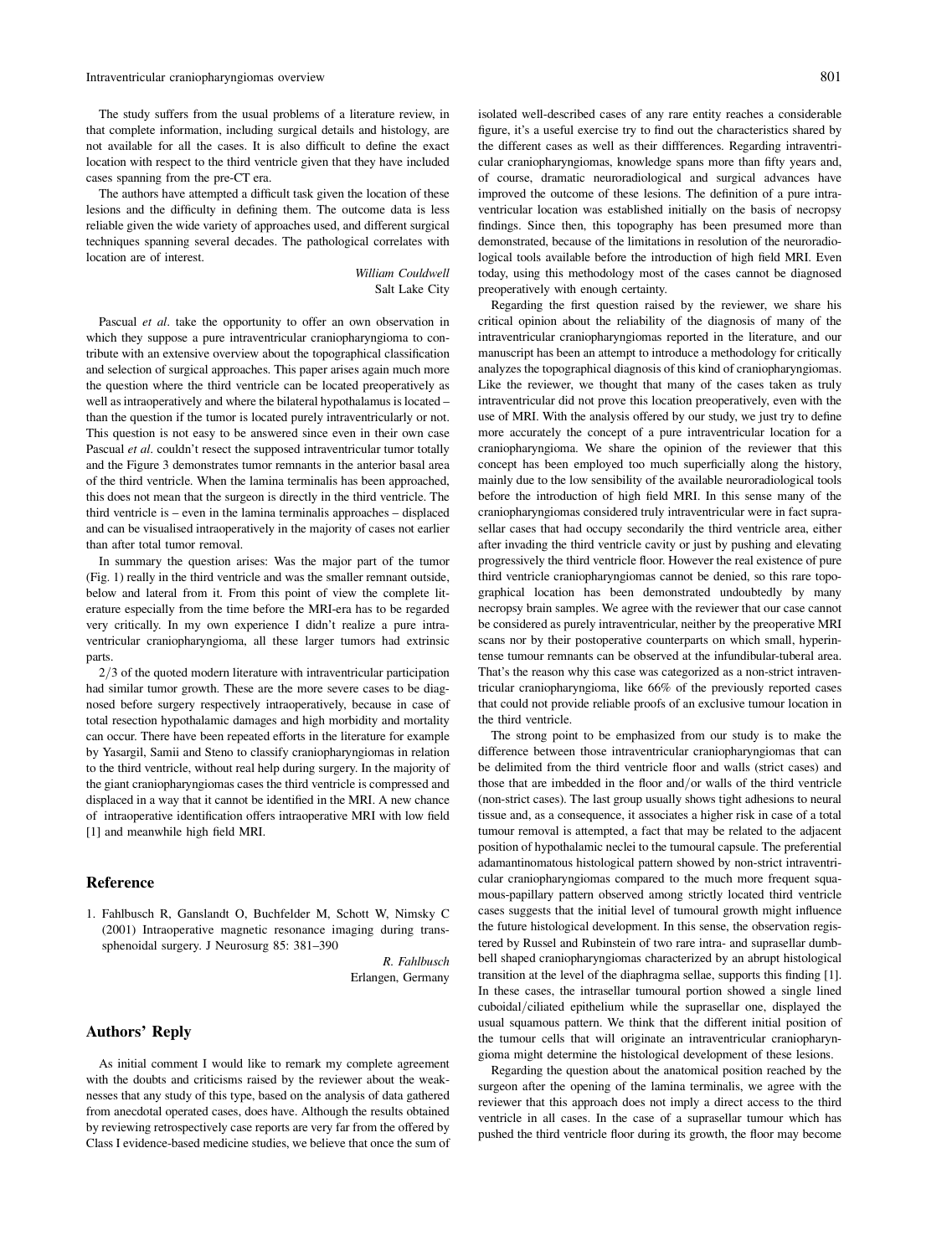The study suffers from the usual problems of a literature review, in that complete information, including surgical details and histology, are not available for all the cases. It is also difficult to define the exact location with respect to the third ventricle given that they have included cases spanning from the pre-CT era.

The authors have attempted a difficult task given the location of these lesions and the difficulty in defining them. The outcome data is less reliable given the wide variety of approaches used, and different surgical techniques spanning several decades. The pathological correlates with location are of interest.

*William Couldwell*
Salt Lake City

Pascual *et al*. take the opportunity to offer an own observation in which they suppose a pure intraventricular craniopharyngioma to contribute with an extensive overview about the topographical classification and selection of surgical approaches. This paper arises again much more the question where the third ventricle can be located preoperatively as well as intraoperatively and where the bilateral hypothalamus is located – than the question if the tumor is located purely intraventricularly or not. This question is not easy to be answered since even in their own case Pascual *et al*. couldn't resect the supposed intraventricular tumor totally and the Figure 3 demonstrates tumor remnants in the anterior basal area of the third ventricle. When the lamina terminalis has been approached, this does not mean that the surgeon is directly in the third ventricle. The third ventricle is – even in the lamina terminalis approaches – displaced and can be visualised intraoperatively in the majority of cases not earlier than after total tumor removal.

In summary the question arises: Was the major part of the tumor (Fig. 1) really in the third ventricle and was the smaller remnant outside, below and lateral from it. From this point of view the complete literature especially from the time before the MRI-era has to be regarded very critically. In my own experience I didn't realize a pure intraventricular craniopharyngioma, all these larger tumors had extrinsic parts.

2/3 of the quoted modern literature with intraventricular participation had similar tumor growth. These are the more severe cases to be diagnosed before surgery respectively intraoperatively, because in case of total resection hypothalamic damages and high morbidity and mortality can occur. There have been repeated efforts in the literature for example by Yasargil, Samii and Steno to classify craniopharyngiomas in relation to the third ventricle, without real help during surgery. In the majority of the giant craniopharyngiomas cases the third ventricle is compressed and displaced in a way that it cannot be identified in the MRI. A new chance of intraoperative identification offers intraoperative MRI with low field [1] and meanwhile high field MRI.

## Reference

1. Fahlbusch R, Ganslandt O, Buchfelder M, Schott W, Nimsky C (2001) Intraoperative magnetic resonance imaging during transsphenoidal surgery. J Neurosurg 85: 381–390

*R. Fahlbusch*
Erlangen, Germany

## Authors' Reply

As initial comment I would like to remark my complete agreement with the doubts and criticisms raised by the reviewer about the weaknesses that any study of this type, based on the analysis of data gathered from anecdotal operated cases, does have. Although the results obtained by reviewing retrospectively case reports are very far from the offered by Class I evidence-based medicine studies, we believe that once the sum of isolated well-described cases of any rare entity reaches a considerable figure, it's a useful exercise try to find out the characteristics shared by the different cases as well as their diffferences. Regarding intraventricular craniopharyngiomas, knowledge spans more than fifty years and, of course, dramatic neuroradiological and surgical advances have improved the outcome of these lesions. The definition of a pure intraventricular location was established initially on the basis of necropsy findings. Since then, this topography has been presumed more than demonstrated, because of the limitations in resolution of the neuroradiological tools available before the introduction of high field MRI. Even today, using this methodology most of the cases cannot be diagnosed preoperatively with enough certainty.

Regarding the first question raised by the reviewer, we share his critical opinion about the reliability of the diagnosis of many of the intraventricular craniopharyngiomas reported in the literature, and our manuscript has been an attempt to introduce a methodology for critically analyzes the topographical diagnosis of this kind of craniopharyngiomas. Like the reviewer, we thought that many of the cases taken as truly intraventricular did not prove this location preoperatively, even with the use of MRI. With the analysis offered by our study, we just try to define more accurately the concept of a pure intraventricular location for a craniopharyngioma. We share the opinion of the reviewer that this concept has been employed too much superficially along the history, mainly due to the low sensibility of the available neuroradiological tools before the introduction of high field MRI. In this sense many of the craniopharyngiomas considered truly intraventricular were in fact suprasellar cases that had occupy secondarily the third ventricle area, either after invading the third ventricle cavity or just by pushing and elevating progressively the third ventricle floor. However the real existence of pure third ventricle craniopharyngiomas cannot be denied, so this rare topographical location has been demonstrated undoubtedly by many necropsy brain samples. We agree with the reviewer that our case cannot be considered as purely intraventricular, neither by the preoperative MRI scans nor by their postoperative counterparts on which small, hyperintense tumour remnants can be observed at the infundibular-tuberal area. That's the reason why this case was categorized as a non-strict intraventricular craniopharyngioma, like 66% of the previously reported cases that could not provide reliable proofs of an exclusive tumour location in the third ventricle.

The strong point to be emphasized from our study is to make the difference between those intraventricular craniopharyngiomas that can be delimited from the third ventricle floor and walls (strict cases) and those that are imbedded in the floor and/or walls of the third ventricle (non-strict cases). The last group usually shows tight adhesions to neural tissue and, as a consequence, it associates a higher risk in case of a total tumour removal is attempted, a fact that may be related to the adjacent position of hypothalamic neclei to the tumoural capsule. The preferential adamantinomatous histological pattern showed by non-strict intraventricular craniopharyngiomas compared to the much more frequent squamous-papillary pattern observed among strictly located third ventricle cases suggests that the initial level of tumoural growth might influence the future histological development. In this sense, the observation registered by Russel and Rubinstein of two rare intra- and suprasellar dumbbell shaped craniopharyngiomas characterized by an abrupt histological transition at the level of the diaphragma sellae, supports this finding [1]. In these cases, the intrasellar tumoural portion showed a single lined cuboidal/ciliated epithelium while the suprasellar one, displayed the usual squamous pattern. We think that the different initial position of the tumour cells that will originate an intraventricular craniopharyngioma might determine the histological development of these lesions.

Regarding the question about the anatomical position reached by the surgeon after the opening of the lamina terminalis, we agree with the reviewer that this approach does not imply a direct access to the third ventricle in all cases. In the case of a suprasellar tumour which has pushed the third ventricle floor during its growth, the floor may become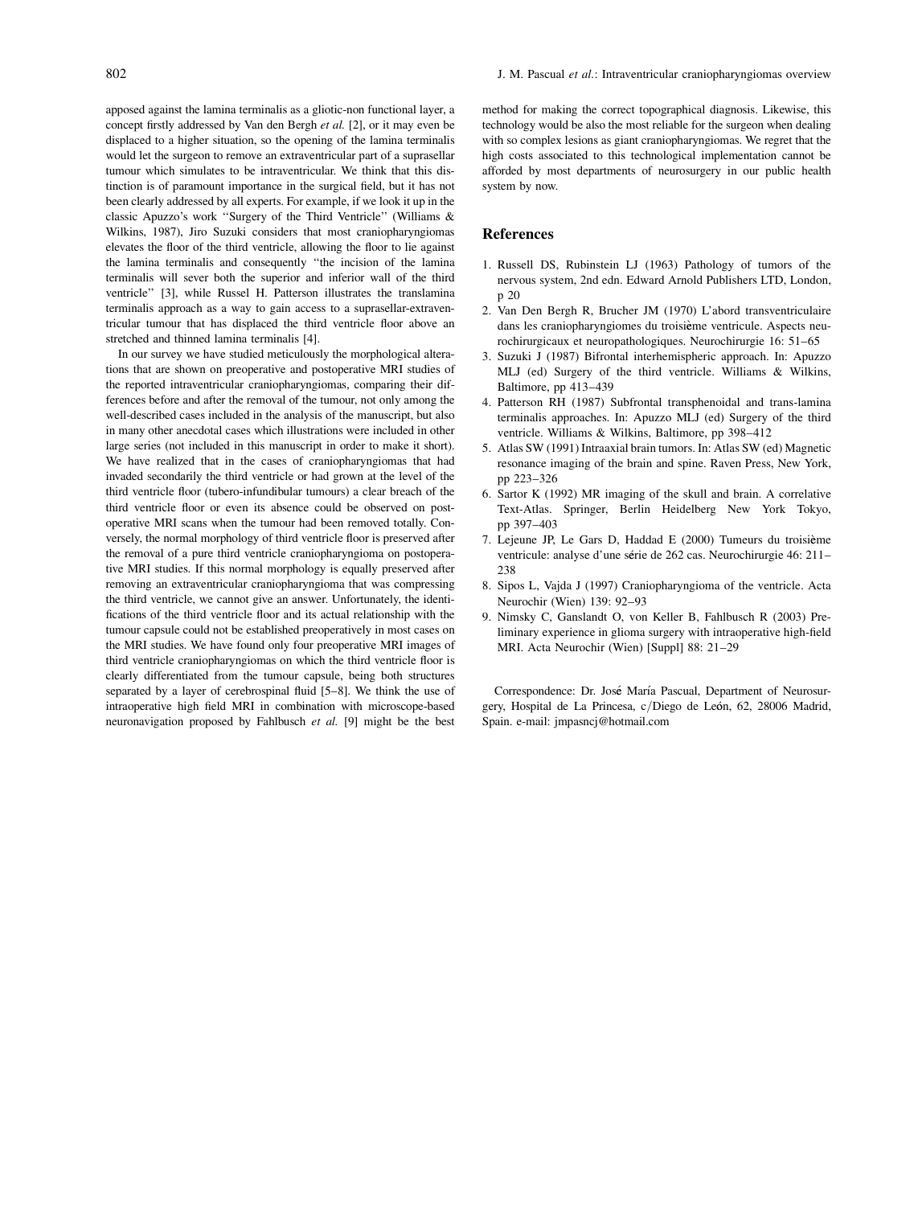apposed against the lamina terminalis as a gliotic-non functional layer, a concept firstly addressed by Van den Bergh *et al.* [2], or it may even be displaced to a higher situation, so the opening of the lamina terminalis would let the surgeon to remove an extraventricular part of a suprasellar tumour which simulates to be intraventricular. We think that this distinction is of paramount importance in the surgical field, but it has not been clearly addressed by all experts. For example, if we look it up in the classic Apuzzo's work ''Surgery of the Third Ventricle'' (Williams & Wilkins, 1987), Jiro Suzuki considers that most craniopharyngiomas elevates the floor of the third ventricle, allowing the floor to lie against the lamina terminalis and consequently ''the incision of the lamina terminalis will sever both the superior and inferior wall of the third ventricle'' [3], while Russel H. Patterson illustrates the translamina terminalis approach as a way to gain access to a suprasellar-extraventricular tumour that has displaced the third ventricle floor above an stretched and thinned lamina terminalis [4].

In our survey we have studied meticulously the morphological alterations that are shown on preoperative and postoperative MRI studies of the reported intraventricular craniopharyngiomas, comparing their differences before and after the removal of the tumour, not only among the well-described cases included in the analysis of the manuscript, but also in many other anecdotal cases which illustrations were included in other large series (not included in this manuscript in order to make it short). We have realized that in the cases of craniopharyngiomas that had invaded secondarily the third ventricle or had grown at the level of the third ventricle floor (tubero-infundibular tumours) a clear breach of the third ventricle floor or even its absence could be observed on postoperative MRI scans when the tumour had been removed totally. Conversely, the normal morphology of third ventricle floor is preserved after the removal of a pure third ventricle craniopharyngioma on postoperative MRI studies. If this normal morphology is equally preserved after removing an extraventricular craniopharyngioma that was compressing the third ventricle, we cannot give an answer. Unfortunately, the identifications of the third ventricle floor and its actual relationship with the tumour capsule could not be established preoperatively in most cases on the MRI studies. We have found only four preoperative MRI images of third ventricle craniopharyngiomas on which the third ventricle floor is clearly differentiated from the tumour capsule, being both structures separated by a layer of cerebrospinal fluid [5–8]. We think the use of intraoperative high field MRI in combination with microscope-based neuronavigation proposed by Fahlbusch *et al.* [9] might be the best method for making the correct topographical diagnosis. Likewise, this technology would be also the most reliable for the surgeon when dealing with so complex lesions as giant craniopharyngiomas. We regret that the high costs associated to this technological implementation cannot be afforded by most departments of neurosurgery in our public health system by now.

## References

1. Russell DS, Rubinstein LJ (1963) Pathology of tumors of the nervous system, 2nd edn. Edward Arnold Publishers LTD, London, p 20
2. Van Den Bergh R, Brucher JM (1970) L'abord transventriculaire dans les craniopharyngiomes du troisième ventricule. Aspects neurochirurgicaux et neuropathologiques. Neurochirurgie 16: 51–65
3. Suzuki J (1987) Bifrontal interhemispheric approach. In: Apuzzo MLJ (ed) Surgery of the third ventricle. Williams & Wilkins, Baltimore, pp 413–439
4. Patterson RH (1987) Subfrontal transphenoidal and trans-lamina terminalis approaches. In: Apuzzo MLJ (ed) Surgery of the third ventricle. Williams & Wilkins, Baltimore, pp 398–412
5. Atlas SW (1991) Intraaxial brain tumors. In: Atlas SW (ed) Magnetic resonance imaging of the brain and spine. Raven Press, New York, pp 223–326
6. Sartor K (1992) MR imaging of the skull and brain. A correlative Text-Atlas. Springer, Berlin Heidelberg New York Tokyo, pp 397–403
7. Lejeune JP, Le Gars D, Haddad E (2000) Tumeurs du troisième ventricule: analyse d'une série de 262 cas. Neurochirurgie 46: 211–238
8. Sipos L, Vajda J (1997) Craniopharyngioma of the ventricle. Acta Neurochir (Wien) 139: 92–93
9. Nimsky C, Ganslandt O, von Keller B, Fahlbusch R (2003) Preliminary experience in glioma surgery with intraoperative high-field MRI. Acta Neurochir (Wien) [Suppl] 88: 21–29

Correspondence: Dr. José María Pascual, Department of Neurosurgery, Hospital de La Princesa, c/Diego de León, 62, 28006 Madrid, Spain. e-mail: jmpasncj@hotmail.com